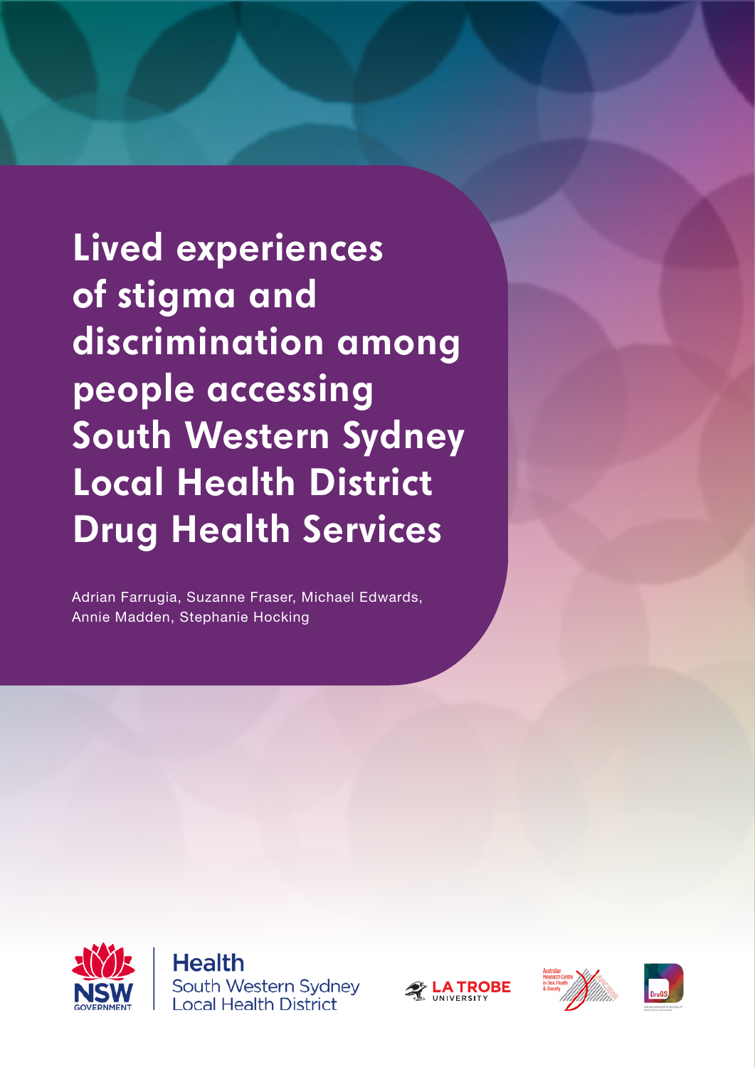# Lived experiences of stigma and discrimination among people accessing South Western Sydney Local Health District Drug Health Services

Adrian Farrugia, Suzanne Fraser, Michael Edwards, Annie Madden, Stephanie Hocking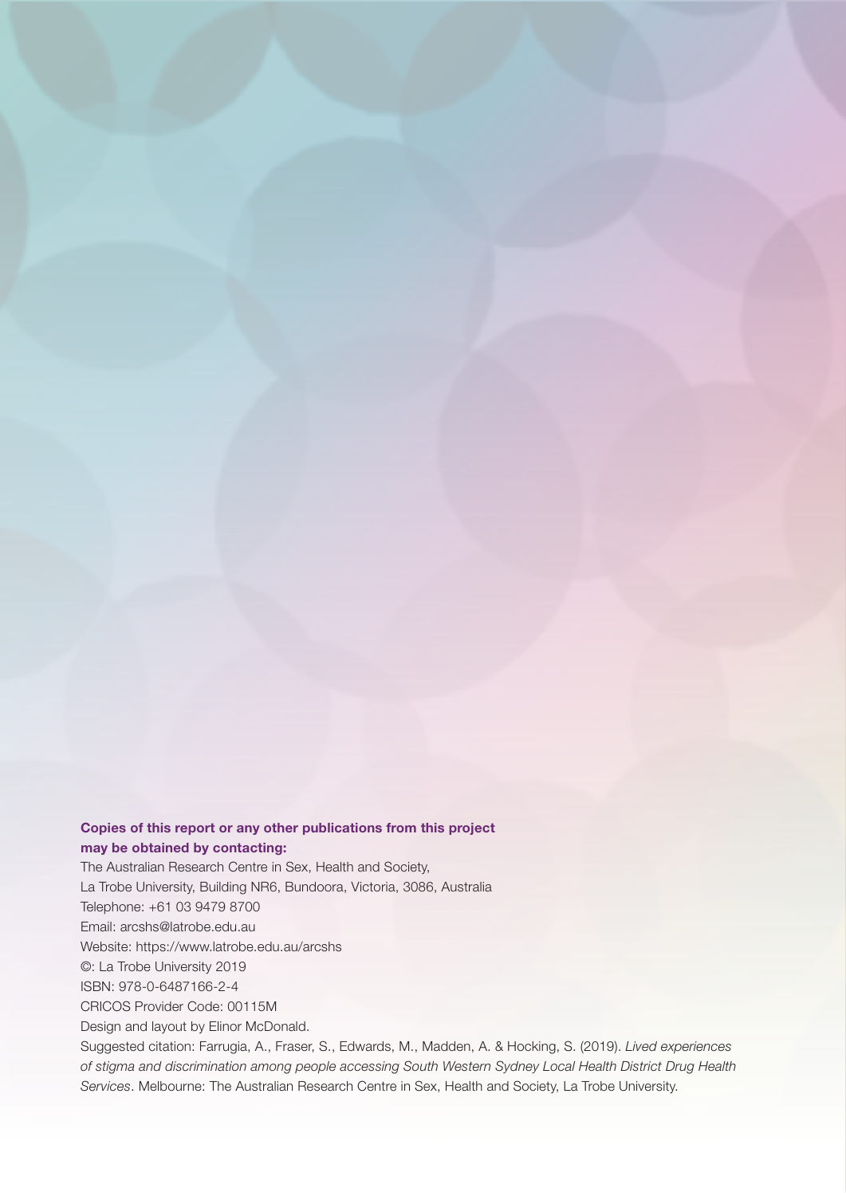**Copies of this report or any other publications from this project may be obtained by contacting:**

The Australian Research Centre in Sex, Health and Society,
La Trobe University, Building NR6, Bundoora, Victoria, 3086, Australia
Telephone: +61 03 9479 8700
Email: arcshs@latrobe.edu.au
Website: https://www.latrobe.edu.au/arcshs
©: La Trobe University 2019
ISBN: 978-0-6487166-2-4
CRICOS Provider Code: 00115M
Design and layout by Elinor McDonald.
Suggested citation: Farrugia, A., Fraser, S., Edwards, M., Madden, A. & Hocking, S. (2019). *Lived experiences of stigma and discrimination among people accessing South Western Sydney Local Health District Drug Health Services*. Melbourne: The Australian Research Centre in Sex, Health and Society, La Trobe University.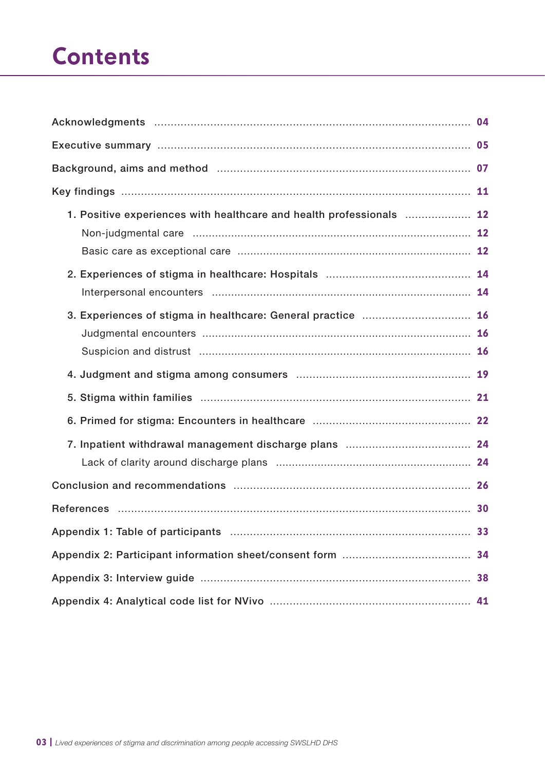# Contents

| | |
|---|---|
| Acknowledgments | 04 |
| Executive summary | 05 |
| Background, aims and method | 07 |
| Key findings | 11 |
| 1. Positive experiences with healthcare and health professionals | 12 |
| Non-judgmental care | 12 |
| Basic care as exceptional care | 12 |
| 2. Experiences of stigma in healthcare: Hospitals | 14 |
| Interpersonal encounters | 14 |
| 3. Experiences of stigma in healthcare: General practice | 16 |
| Judgmental encounters | 16 |
| Suspicion and distrust | 16 |
| 4. Judgment and stigma among consumers | 19 |
| 5. Stigma within families | 21 |
| 6. Primed for stigma: Encounters in healthcare | 22 |
| 7. Inpatient withdrawal management discharge plans | 24 |
| Lack of clarity around discharge plans | 24 |
| Conclusion and recommendations | 26 |
| References | 30 |
| Appendix 1: Table of participants | 33 |
| Appendix 2: Participant information sheet/consent form | 34 |
| Appendix 3: Interview guide | 38 |
| Appendix 4: Analytical code list for NVivo | 41 |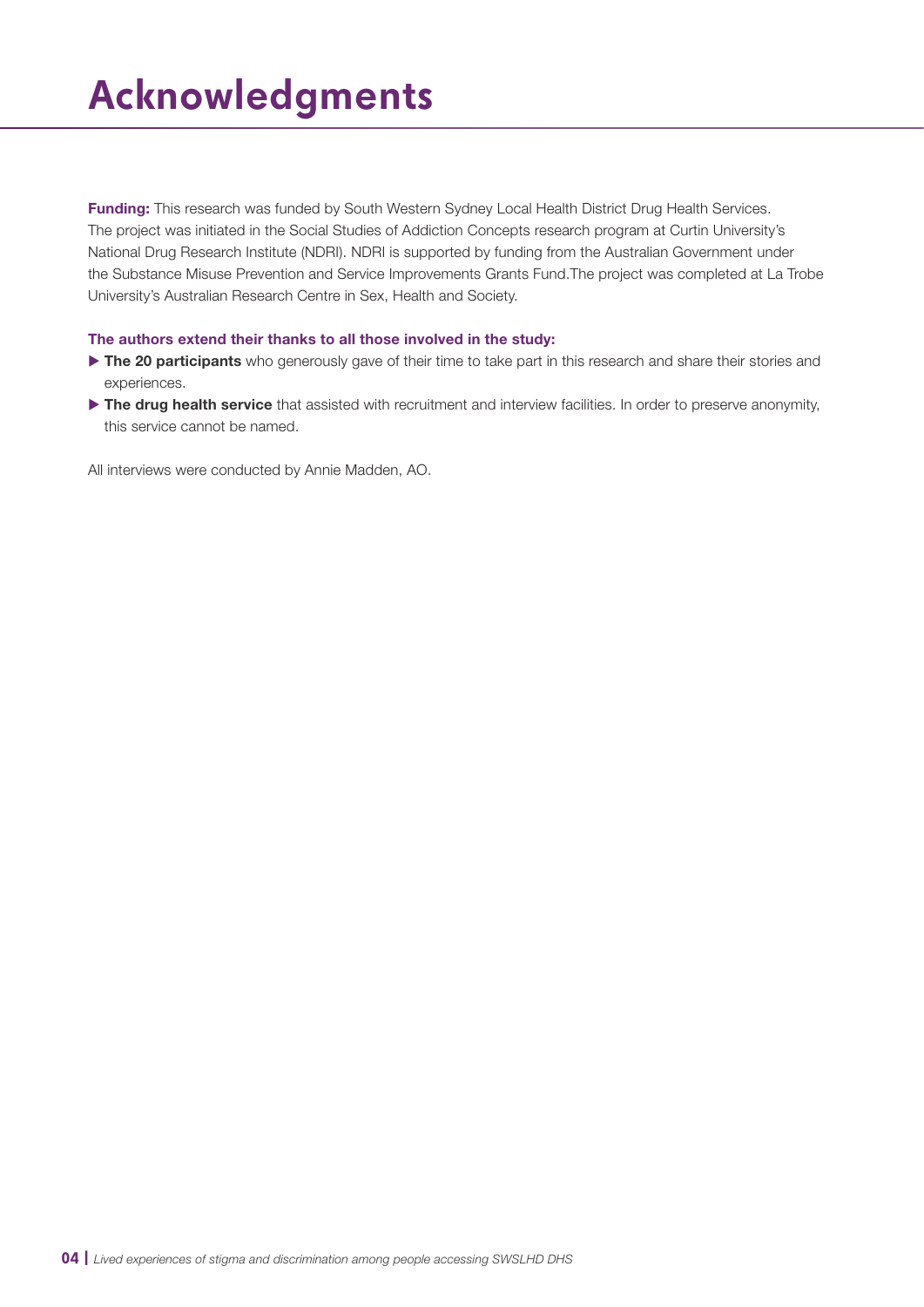# Acknowledgments

**Funding:** This research was funded by South Western Sydney Local Health District Drug Health Services. The project was initiated in the Social Studies of Addiction Concepts research program at Curtin University's National Drug Research Institute (NDRI). NDRI is supported by funding from the Australian Government under the Substance Misuse Prevention and Service Improvements Grants Fund.The project was completed at La Trobe University's Australian Research Centre in Sex, Health and Society.

**The authors extend their thanks to all those involved in the study:**

- **The 20 participants** who generously gave of their time to take part in this research and share their stories and experiences.
- **The drug health service** that assisted with recruitment and interview facilities. In order to preserve anonymity, this service cannot be named.

All interviews were conducted by Annie Madden, AO.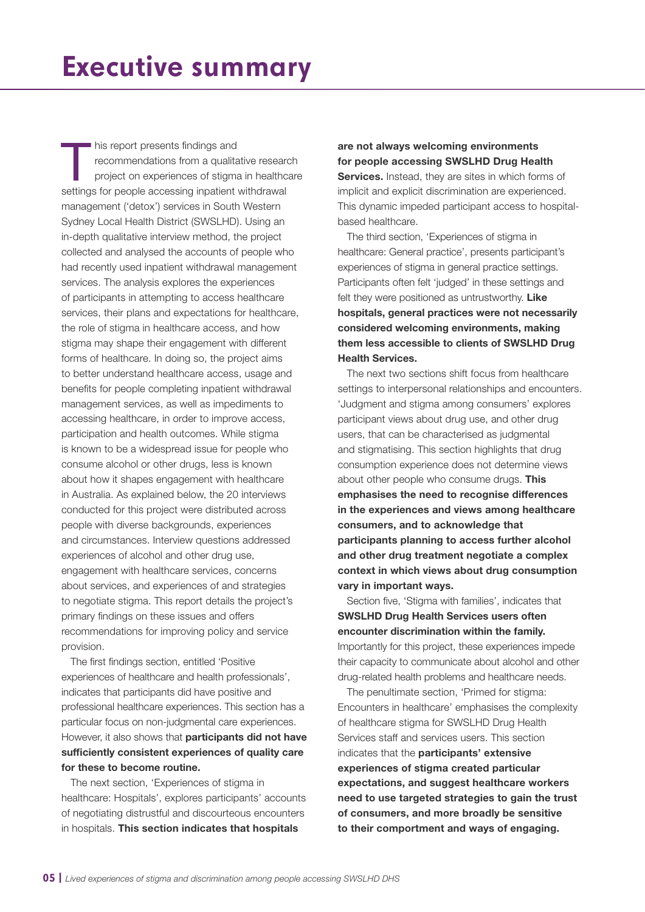# Executive summary

This report presents findings and recommendations from a qualitative research project on experiences of stigma in healthcare settings for people accessing inpatient withdrawal management ('detox') services in South Western Sydney Local Health District (SWSLHD). Using an in-depth qualitative interview method, the project collected and analysed the accounts of people who had recently used inpatient withdrawal management services. The analysis explores the experiences of participants in attempting to access healthcare services, their plans and expectations for healthcare, the role of stigma in healthcare access, and how stigma may shape their engagement with different forms of healthcare. In doing so, the project aims to better understand healthcare access, usage and benefits for people completing inpatient withdrawal management services, as well as impediments to accessing healthcare, in order to improve access, participation and health outcomes. While stigma is known to be a widespread issue for people who consume alcohol or other drugs, less is known about how it shapes engagement with healthcare in Australia. As explained below, the 20 interviews conducted for this project were distributed across people with diverse backgrounds, experiences and circumstances. Interview questions addressed experiences of alcohol and other drug use, engagement with healthcare services, concerns about services, and experiences of and strategies to negotiate stigma. This report details the project's primary findings on these issues and offers recommendations for improving policy and service provision.

The first findings section, entitled 'Positive experiences of healthcare and health professionals', indicates that participants did have positive and professional healthcare experiences. This section has a particular focus on non-judgmental care experiences. However, it also shows that **participants did not have sufficiently consistent experiences of quality care for these to become routine.**

The next section, 'Experiences of stigma in healthcare: Hospitals', explores participants' accounts of negotiating distrustful and discourteous encounters in hospitals. **This section indicates that hospitals are not always welcoming environments for people accessing SWSLHD Drug Health Services.** Instead, they are sites in which forms of implicit and explicit discrimination are experienced. This dynamic impeded participant access to hospital-based healthcare.

The third section, 'Experiences of stigma in healthcare: General practice', presents participant's experiences of stigma in general practice settings. Participants often felt 'judged' in these settings and felt they were positioned as untrustworthy. **Like hospitals, general practices were not necessarily considered welcoming environments, making them less accessible to clients of SWSLHD Drug Health Services.**

The next two sections shift focus from healthcare settings to interpersonal relationships and encounters. 'Judgment and stigma among consumers' explores participant views about drug use, and other drug users, that can be characterised as judgmental and stigmatising. This section highlights that drug consumption experience does not determine views about other people who consume drugs. **This emphasises the need to recognise differences in the experiences and views among healthcare consumers, and to acknowledge that participants planning to access further alcohol and other drug treatment negotiate a complex context in which views about drug consumption vary in important ways.**

Section five, 'Stigma with families', indicates that **SWSLHD Drug Health Services users often encounter discrimination within the family.** Importantly for this project, these experiences impede their capacity to communicate about alcohol and other drug-related health problems and healthcare needs.

The penultimate section, 'Primed for stigma: Encounters in healthcare' emphasises the complexity of healthcare stigma for SWSLHD Drug Health Services staff and services users. This section indicates that the **participants' extensive experiences of stigma created particular expectations, and suggest healthcare workers need to use targeted strategies to gain the trust of consumers, and more broadly be sensitive to their comportment and ways of engaging.**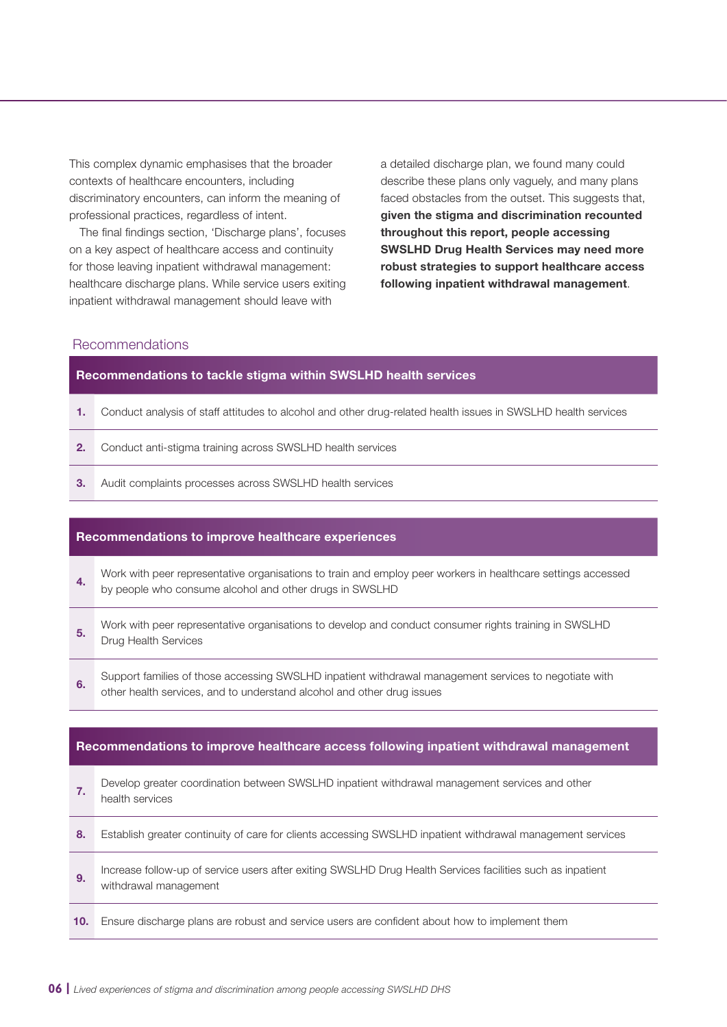This complex dynamic emphasises that the broader contexts of healthcare encounters, including discriminatory encounters, can inform the meaning of professional practices, regardless of intent.

The final findings section, 'Discharge plans', focuses on a key aspect of healthcare access and continuity for those leaving inpatient withdrawal management: healthcare discharge plans. While service users exiting inpatient withdrawal management should leave with a detailed discharge plan, we found many could describe these plans only vaguely, and many plans faced obstacles from the outset. This suggests that, **given the stigma and discrimination recounted throughout this report, people accessing SWSLHD Drug Health Services may need more robust strategies to support healthcare access following inpatient withdrawal management**.

## Recommendations

| | Recommendations to tackle stigma within SWSLHD health services |
|---|---|
| **1.** | Conduct analysis of staff attitudes to alcohol and other drug-related health issues in SWSLHD health services |
| **2.** | Conduct anti-stigma training across SWSLHD health services |
| **3.** | Audit complaints processes across SWSLHD health services |

| | Recommendations to improve healthcare experiences |
|---|---|
| **4.** | Work with peer representative organisations to train and employ peer workers in healthcare settings accessed by people who consume alcohol and other drugs in SWSLHD |
| **5.** | Work with peer representative organisations to develop and conduct consumer rights training in SWSLHD Drug Health Services |
| **6.** | Support families of those accessing SWSLHD inpatient withdrawal management services to negotiate with other health services, and to understand alcohol and other drug issues |

| | Recommendations to improve healthcare access following inpatient withdrawal management |
|---|---|
| **7.** | Develop greater coordination between SWSLHD inpatient withdrawal management services and other health services |
| **8.** | Establish greater continuity of care for clients accessing SWSLHD inpatient withdrawal management services |
| **9.** | Increase follow-up of service users after exiting SWSLHD Drug Health Services facilities such as inpatient withdrawal management |
| **10.** | Ensure discharge plans are robust and service users are confident about how to implement them |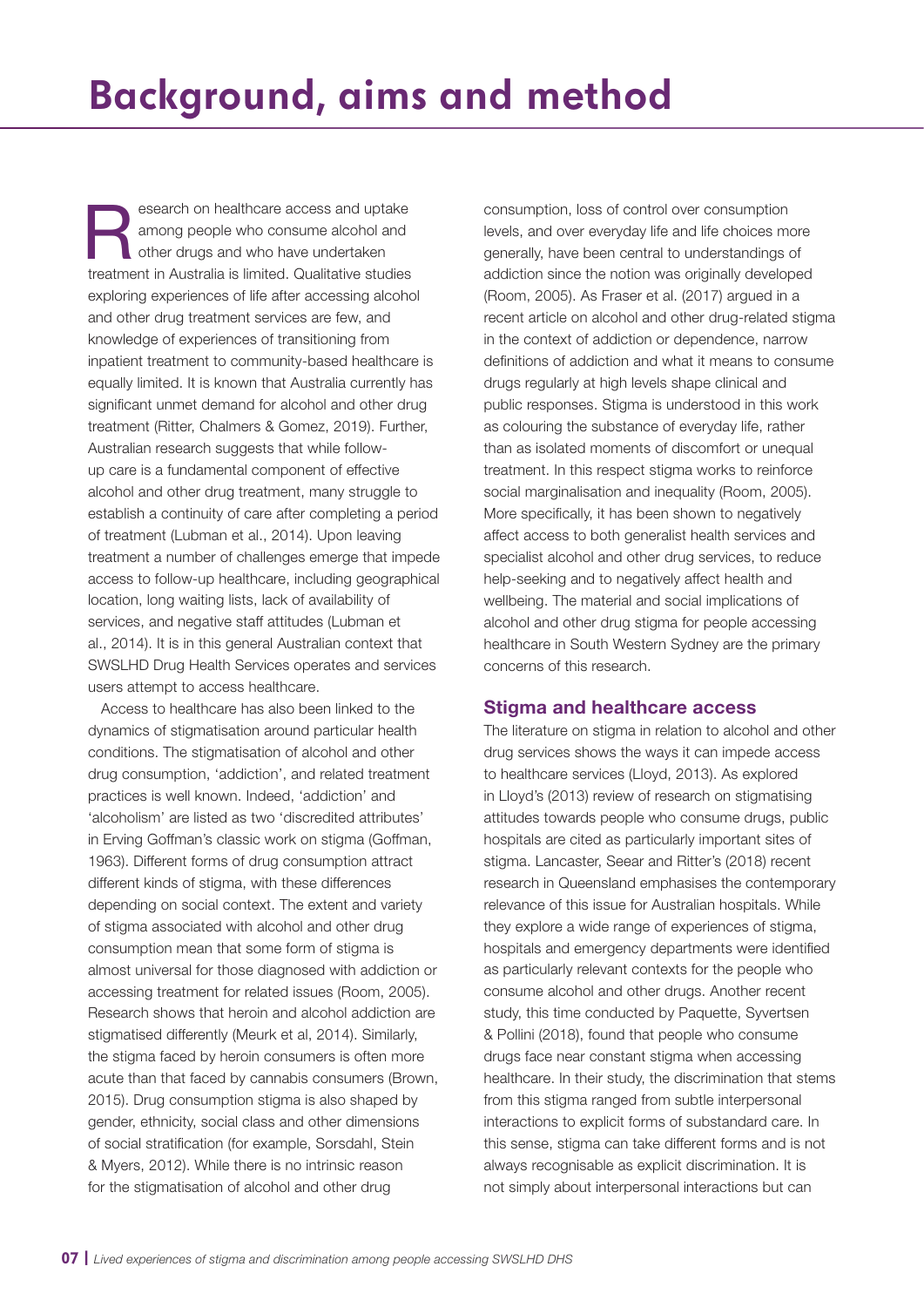# Background, aims and method

Research on healthcare access and uptake among people who consume alcohol and other drugs and who have undertaken treatment in Australia is limited. Qualitative studies exploring experiences of life after accessing alcohol and other drug treatment services are few, and knowledge of experiences of transitioning from inpatient treatment to community-based healthcare is equally limited. It is known that Australia currently has significant unmet demand for alcohol and other drug treatment (Ritter, Chalmers & Gomez, 2019). Further, Australian research suggests that while follow-up care is a fundamental component of effective alcohol and other drug treatment, many struggle to establish a continuity of care after completing a period of treatment (Lubman et al., 2014). Upon leaving treatment a number of challenges emerge that impede access to follow-up healthcare, including geographical location, long waiting lists, lack of availability of services, and negative staff attitudes (Lubman et al., 2014). It is in this general Australian context that SWSLHD Drug Health Services operates and services users attempt to access healthcare.

Access to healthcare has also been linked to the dynamics of stigmatisation around particular health conditions. The stigmatisation of alcohol and other drug consumption, 'addiction', and related treatment practices is well known. Indeed, 'addiction' and 'alcoholism' are listed as two 'discredited attributes' in Erving Goffman's classic work on stigma (Goffman, 1963). Different forms of drug consumption attract different kinds of stigma, with these differences depending on social context. The extent and variety of stigma associated with alcohol and other drug consumption mean that some form of stigma is almost universal for those diagnosed with addiction or accessing treatment for related issues (Room, 2005). Research shows that heroin and alcohol addiction are stigmatised differently (Meurk et al, 2014). Similarly, the stigma faced by heroin consumers is often more acute than that faced by cannabis consumers (Brown, 2015). Drug consumption stigma is also shaped by gender, ethnicity, social class and other dimensions of social stratification (for example, Sorsdahl, Stein & Myers, 2012). While there is no intrinsic reason for the stigmatisation of alcohol and other drug consumption, loss of control over consumption levels, and over everyday life and life choices more generally, have been central to understandings of addiction since the notion was originally developed (Room, 2005). As Fraser et al. (2017) argued in a recent article on alcohol and other drug-related stigma in the context of addiction or dependence, narrow definitions of addiction and what it means to consume drugs regularly at high levels shape clinical and public responses. Stigma is understood in this work as colouring the substance of everyday life, rather than as isolated moments of discomfort or unequal treatment. In this respect stigma works to reinforce social marginalisation and inequality (Room, 2005). More specifically, it has been shown to negatively affect access to both generalist health services and specialist alcohol and other drug services, to reduce help-seeking and to negatively affect health and wellbeing. The material and social implications of alcohol and other drug stigma for people accessing healthcare in South Western Sydney are the primary concerns of this research.

## Stigma and healthcare access

The literature on stigma in relation to alcohol and other drug services shows the ways it can impede access to healthcare services (Lloyd, 2013). As explored in Lloyd's (2013) review of research on stigmatising attitudes towards people who consume drugs, public hospitals are cited as particularly important sites of stigma. Lancaster, Seear and Ritter's (2018) recent research in Queensland emphasises the contemporary relevance of this issue for Australian hospitals. While they explore a wide range of experiences of stigma, hospitals and emergency departments were identified as particularly relevant contexts for the people who consume alcohol and other drugs. Another recent study, this time conducted by Paquette, Syvertsen & Pollini (2018), found that people who consume drugs face near constant stigma when accessing healthcare. In their study, the discrimination that stems from this stigma ranged from subtle interpersonal interactions to explicit forms of substandard care. In this sense, stigma can take different forms and is not always recognisable as explicit discrimination. It is not simply about interpersonal interactions but can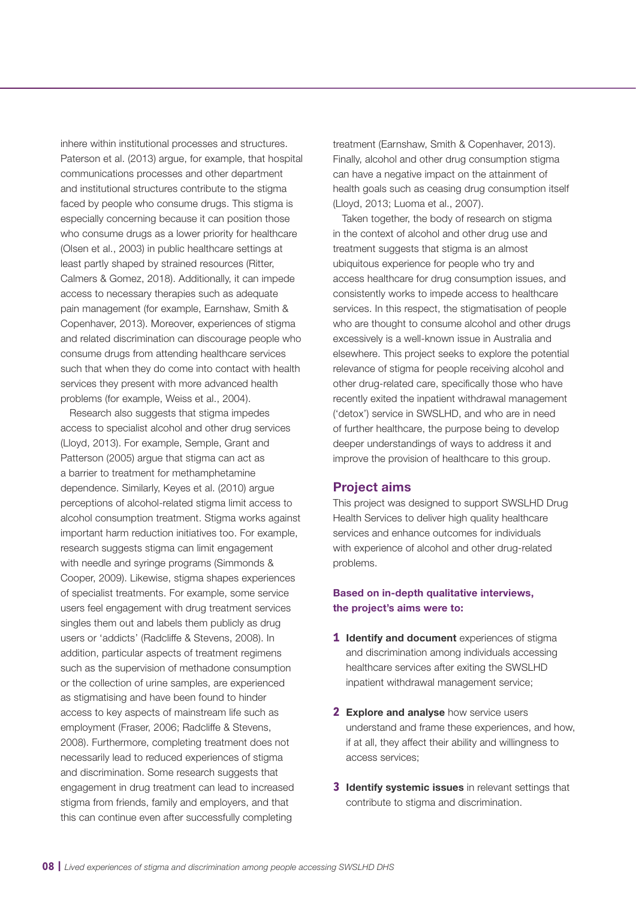inhere within institutional processes and structures. Paterson et al. (2013) argue, for example, that hospital communications processes and other department and institutional structures contribute to the stigma faced by people who consume drugs. This stigma is especially concerning because it can position those who consume drugs as a lower priority for healthcare (Olsen et al., 2003) in public healthcare settings at least partly shaped by strained resources (Ritter, Calmers & Gomez, 2018). Additionally, it can impede access to necessary therapies such as adequate pain management (for example, Earnshaw, Smith & Copenhaver, 2013). Moreover, experiences of stigma and related discrimination can discourage people who consume drugs from attending healthcare services such that when they do come into contact with health services they present with more advanced health problems (for example, Weiss et al., 2004).

Research also suggests that stigma impedes access to specialist alcohol and other drug services (Lloyd, 2013). For example, Semple, Grant and Patterson (2005) argue that stigma can act as a barrier to treatment for methamphetamine dependence. Similarly, Keyes et al. (2010) argue perceptions of alcohol-related stigma limit access to alcohol consumption treatment. Stigma works against important harm reduction initiatives too. For example, research suggests stigma can limit engagement with needle and syringe programs (Simmonds & Cooper, 2009). Likewise, stigma shapes experiences of specialist treatments. For example, some service users feel engagement with drug treatment services singles them out and labels them publicly as drug users or 'addicts' (Radcliffe & Stevens, 2008). In addition, particular aspects of treatment regimens such as the supervision of methadone consumption or the collection of urine samples, are experienced as stigmatising and have been found to hinder access to key aspects of mainstream life such as employment (Fraser, 2006; Radcliffe & Stevens, 2008). Furthermore, completing treatment does not necessarily lead to reduced experiences of stigma and discrimination. Some research suggests that engagement in drug treatment can lead to increased stigma from friends, family and employers, and that this can continue even after successfully completing treatment (Earnshaw, Smith & Copenhaver, 2013). Finally, alcohol and other drug consumption stigma can have a negative impact on the attainment of health goals such as ceasing drug consumption itself (Lloyd, 2013; Luoma et al., 2007).

Taken together, the body of research on stigma in the context of alcohol and other drug use and treatment suggests that stigma is an almost ubiquitous experience for people who try and access healthcare for drug consumption issues, and consistently works to impede access to healthcare services. In this respect, the stigmatisation of people who are thought to consume alcohol and other drugs excessively is a well-known issue in Australia and elsewhere. This project seeks to explore the potential relevance of stigma for people receiving alcohol and other drug-related care, specifically those who have recently exited the inpatient withdrawal management ('detox') service in SWSLHD, and who are in need of further healthcare, the purpose being to develop deeper understandings of ways to address it and improve the provision of healthcare to this group.

## Project aims

This project was designed to support SWSLHD Drug Health Services to deliver high quality healthcare services and enhance outcomes for individuals with experience of alcohol and other drug-related problems.

**Based on in-depth qualitative interviews, the project's aims were to:**

1. **Identify and document** experiences of stigma and discrimination among individuals accessing healthcare services after exiting the SWSLHD inpatient withdrawal management service;
2. **Explore and analyse** how service users understand and frame these experiences, and how, if at all, they affect their ability and willingness to access services;
3. **Identify systemic issues** in relevant settings that contribute to stigma and discrimination.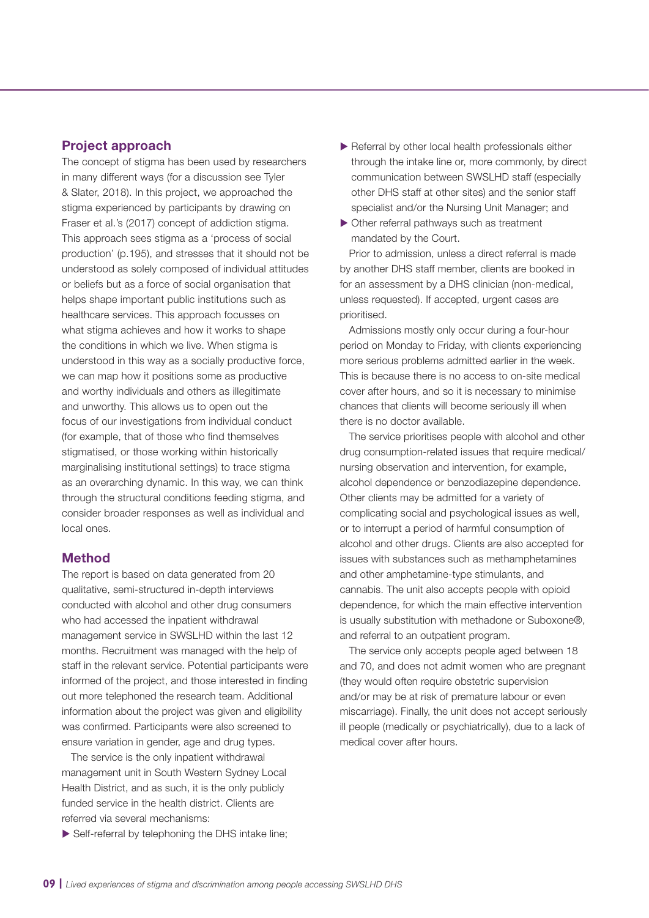## Project approach

The concept of stigma has been used by researchers in many different ways (for a discussion see Tyler & Slater, 2018). In this project, we approached the stigma experienced by participants by drawing on Fraser et al.'s (2017) concept of addiction stigma. This approach sees stigma as a 'process of social production' (p.195), and stresses that it should not be understood as solely composed of individual attitudes or beliefs but as a force of social organisation that helps shape important public institutions such as healthcare services. This approach focusses on what stigma achieves and how it works to shape the conditions in which we live. When stigma is understood in this way as a socially productive force, we can map how it positions some as productive and worthy individuals and others as illegitimate and unworthy. This allows us to open out the focus of our investigations from individual conduct (for example, that of those who find themselves stigmatised, or those working within historically marginalising institutional settings) to trace stigma as an overarching dynamic. In this way, we can think through the structural conditions feeding stigma, and consider broader responses as well as individual and local ones.

## Method

The report is based on data generated from 20 qualitative, semi-structured in-depth interviews conducted with alcohol and other drug consumers who had accessed the inpatient withdrawal management service in SWSLHD within the last 12 months. Recruitment was managed with the help of staff in the relevant service. Potential participants were informed of the project, and those interested in finding out more telephoned the research team. Additional information about the project was given and eligibility was confirmed. Participants were also screened to ensure variation in gender, age and drug types.

The service is the only inpatient withdrawal management unit in South Western Sydney Local Health District, and as such, it is the only publicly funded service in the health district. Clients are referred via several mechanisms:

- Self-referral by telephoning the DHS intake line;
- Referral by other local health professionals either through the intake line or, more commonly, by direct communication between SWSLHD staff (especially other DHS staff at other sites) and the senior staff specialist and/or the Nursing Unit Manager; and
- Other referral pathways such as treatment mandated by the Court.

Prior to admission, unless a direct referral is made by another DHS staff member, clients are booked in for an assessment by a DHS clinician (non-medical, unless requested). If accepted, urgent cases are prioritised.

Admissions mostly only occur during a four-hour period on Monday to Friday, with clients experiencing more serious problems admitted earlier in the week. This is because there is no access to on-site medical cover after hours, and so it is necessary to minimise chances that clients will become seriously ill when there is no doctor available.

The service prioritises people with alcohol and other drug consumption-related issues that require medical/nursing observation and intervention, for example, alcohol dependence or benzodiazepine dependence. Other clients may be admitted for a variety of complicating social and psychological issues as well, or to interrupt a period of harmful consumption of alcohol and other drugs. Clients are also accepted for issues with substances such as methamphetamines and other amphetamine-type stimulants, and cannabis. The unit also accepts people with opioid dependence, for which the main effective intervention is usually substitution with methadone or Suboxone®, and referral to an outpatient program.

The service only accepts people aged between 18 and 70, and does not admit women who are pregnant (they would often require obstetric supervision and/or may be at risk of premature labour or even miscarriage). Finally, the unit does not accept seriously ill people (medically or psychiatrically), due to a lack of medical cover after hours.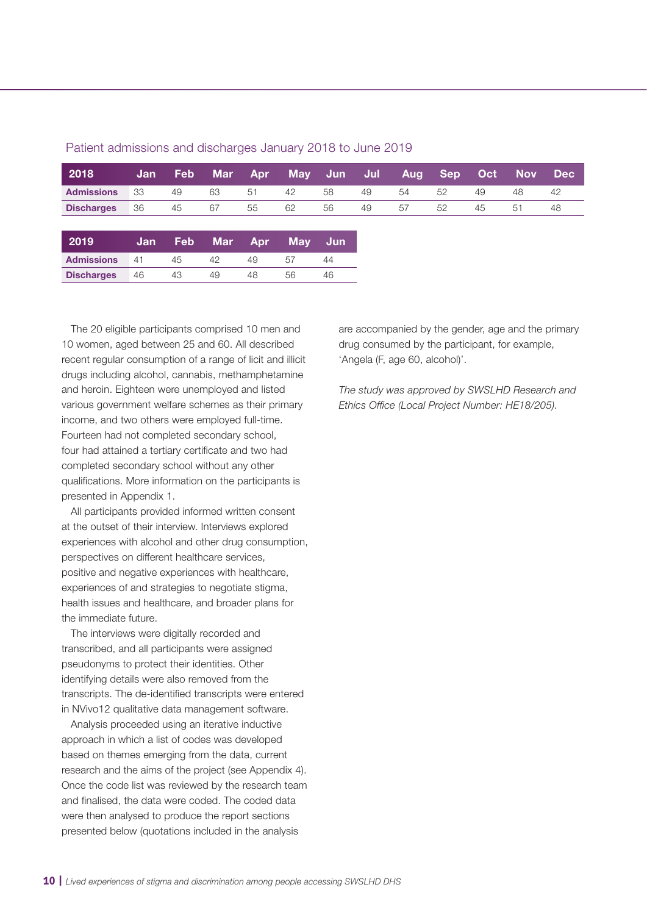Patient admissions and discharges January 2018 to June 2019

| 2018 | Jan | Feb | Mar | Apr | May | Jun | Jul | Aug | Sep | Oct | Nov | Dec |
|---|---|---|---|---|---|---|---|---|---|---|---|---|
| **Admissions** | 33 | 49 | 63 | 51 | 42 | 58 | 49 | 54 | 52 | 49 | 48 | 42 |
| **Discharges** | 36 | 45 | 67 | 55 | 62 | 56 | 49 | 57 | 52 | 45 | 51 | 48 |

| 2019 | Jan | Feb | Mar | Apr | May | Jun |
|---|---|---|---|---|---|---|
| **Admissions** | 41 | 45 | 42 | 49 | 57 | 44 |
| **Discharges** | 46 | 43 | 49 | 48 | 56 | 46 |

The 20 eligible participants comprised 10 men and 10 women, aged between 25 and 60. All described recent regular consumption of a range of licit and illicit drugs including alcohol, cannabis, methamphetamine and heroin. Eighteen were unemployed and listed various government welfare schemes as their primary income, and two others were employed full-time. Fourteen had not completed secondary school, four had attained a tertiary certificate and two had completed secondary school without any other qualifications. More information on the participants is presented in Appendix 1.

All participants provided informed written consent at the outset of their interview. Interviews explored experiences with alcohol and other drug consumption, perspectives on different healthcare services, positive and negative experiences with healthcare, experiences of and strategies to negotiate stigma, health issues and healthcare, and broader plans for the immediate future.

The interviews were digitally recorded and transcribed, and all participants were assigned pseudonyms to protect their identities. Other identifying details were also removed from the transcripts. The de-identified transcripts were entered in NVivo12 qualitative data management software.

Analysis proceeded using an iterative inductive approach in which a list of codes was developed based on themes emerging from the data, current research and the aims of the project (see Appendix 4). Once the code list was reviewed by the research team and finalised, the data were coded. The coded data were then analysed to produce the report sections presented below (quotations included in the analysis are accompanied by the gender, age and the primary drug consumed by the participant, for example, 'Angela (F, age 60, alcohol)'.

*The study was approved by SWSLHD Research and Ethics Office (Local Project Number: HE18/205).*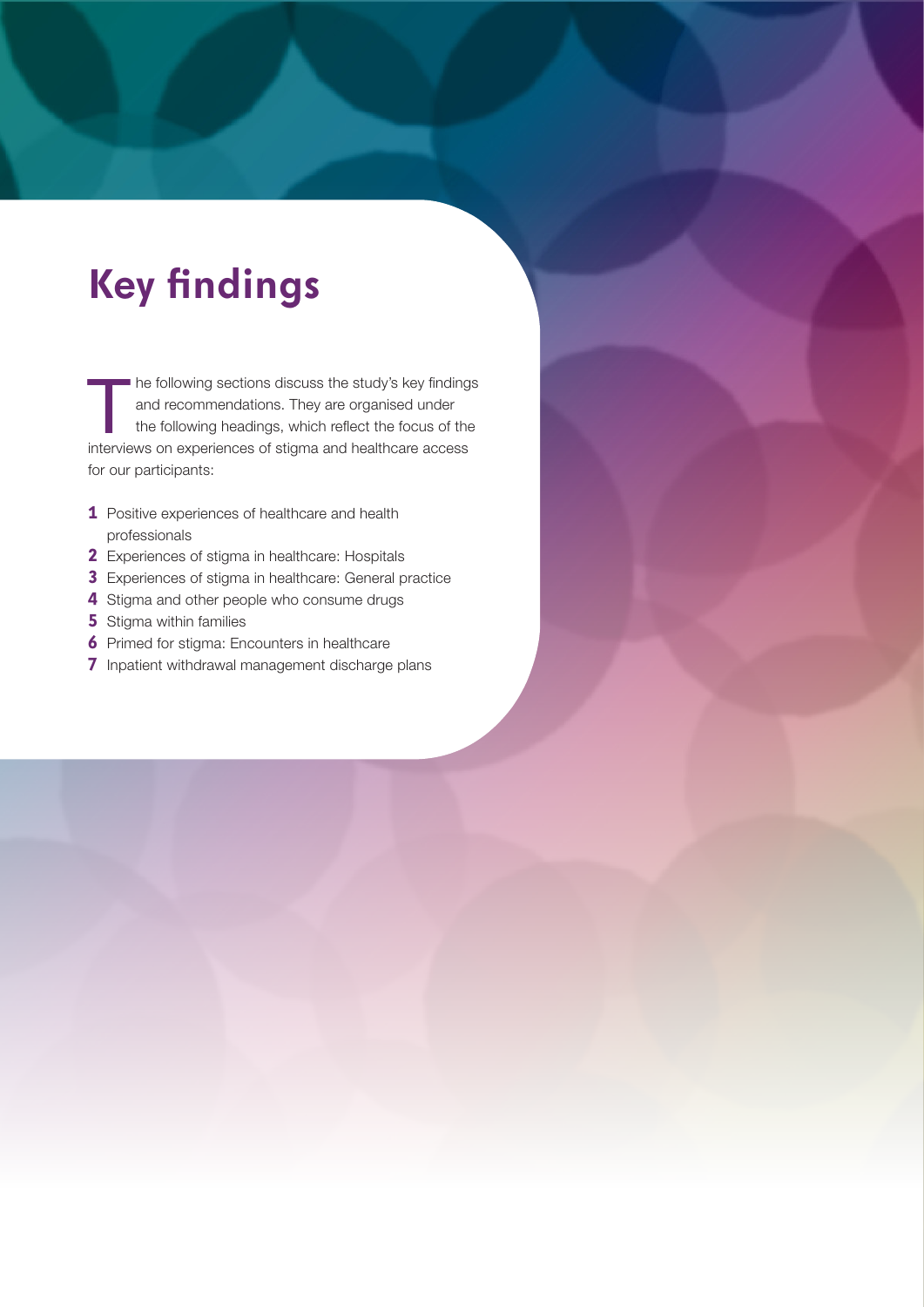# Key findings

The following sections discuss the study's key findings and recommendations. They are organised under the following headings, which reflect the focus of the interviews on experiences of stigma and healthcare access for our participants:

1. Positive experiences of healthcare and health professionals
2. Experiences of stigma in healthcare: Hospitals
3. Experiences of stigma in healthcare: General practice
4. Stigma and other people who consume drugs
5. Stigma within families
6. Primed for stigma: Encounters in healthcare
7. Inpatient withdrawal management discharge plans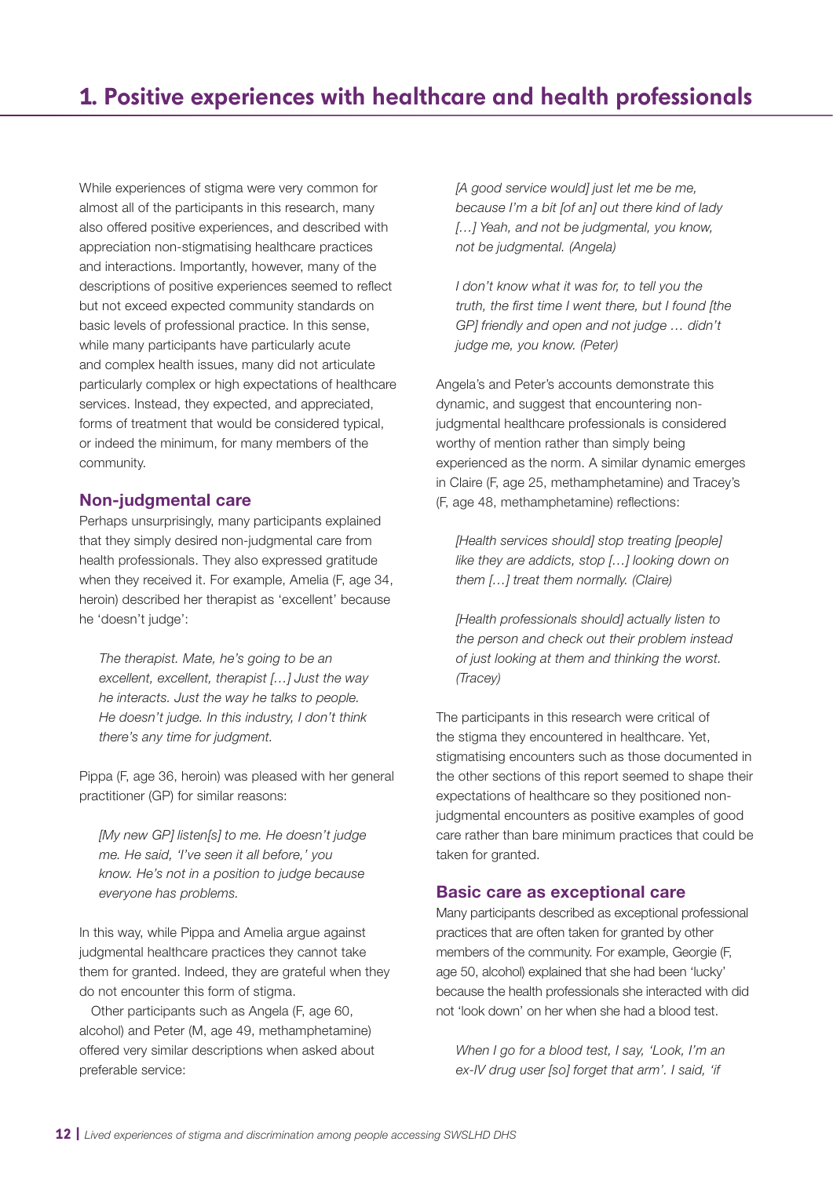# 1. Positive experiences with healthcare and health professionals

While experiences of stigma were very common for almost all of the participants in this research, many also offered positive experiences, and described with appreciation non-stigmatising healthcare practices and interactions. Importantly, however, many of the descriptions of positive experiences seemed to reflect but not exceed expected community standards on basic levels of professional practice. In this sense, while many participants have particularly acute and complex health issues, many did not articulate particularly complex or high expectations of healthcare services. Instead, they expected, and appreciated, forms of treatment that would be considered typical, or indeed the minimum, for many members of the community.

## Non-judgmental care

Perhaps unsurprisingly, many participants explained that they simply desired non-judgmental care from health professionals. They also expressed gratitude when they received it. For example, Amelia (F, age 34, heroin) described her therapist as 'excellent' because he 'doesn't judge':

> *The therapist. Mate, he's going to be an excellent, excellent, therapist […] Just the way he interacts. Just the way he talks to people. He doesn't judge. In this industry, I don't think there's any time for judgment.*

Pippa (F, age 36, heroin) was pleased with her general practitioner (GP) for similar reasons:

> *[My new GP] listen[s] to me. He doesn't judge me. He said, 'I've seen it all before,' you know. He's not in a position to judge because everyone has problems.*

In this way, while Pippa and Amelia argue against judgmental healthcare practices they cannot take them for granted. Indeed, they are grateful when they do not encounter this form of stigma.

Other participants such as Angela (F, age 60, alcohol) and Peter (M, age 49, methamphetamine) offered very similar descriptions when asked about preferable service:

> *[A good service would] just let me be me, because I'm a bit [of an] out there kind of lady […] Yeah, and not be judgmental, you know, not be judgmental. (Angela)*

> *I don't know what it was for, to tell you the truth, the first time I went there, but I found [the GP] friendly and open and not judge … didn't judge me, you know. (Peter)*

Angela's and Peter's accounts demonstrate this dynamic, and suggest that encountering non-judgmental healthcare professionals is considered worthy of mention rather than simply being experienced as the norm. A similar dynamic emerges in Claire (F, age 25, methamphetamine) and Tracey's (F, age 48, methamphetamine) reflections:

> *[Health services should] stop treating [people] like they are addicts, stop […] looking down on them […] treat them normally. (Claire)*

> *[Health professionals should] actually listen to the person and check out their problem instead of just looking at them and thinking the worst. (Tracey)*

The participants in this research were critical of the stigma they encountered in healthcare. Yet, stigmatising encounters such as those documented in the other sections of this report seemed to shape their expectations of healthcare so they positioned non-judgmental encounters as positive examples of good care rather than bare minimum practices that could be taken for granted.

## Basic care as exceptional care

Many participants described as exceptional professional practices that are often taken for granted by other members of the community. For example, Georgie (F, age 50, alcohol) explained that she had been 'lucky' because the health professionals she interacted with did not 'look down' on her when she had a blood test.

> *When I go for a blood test, I say, 'Look, I'm an ex-IV drug user [so] forget that arm'. I said, 'if*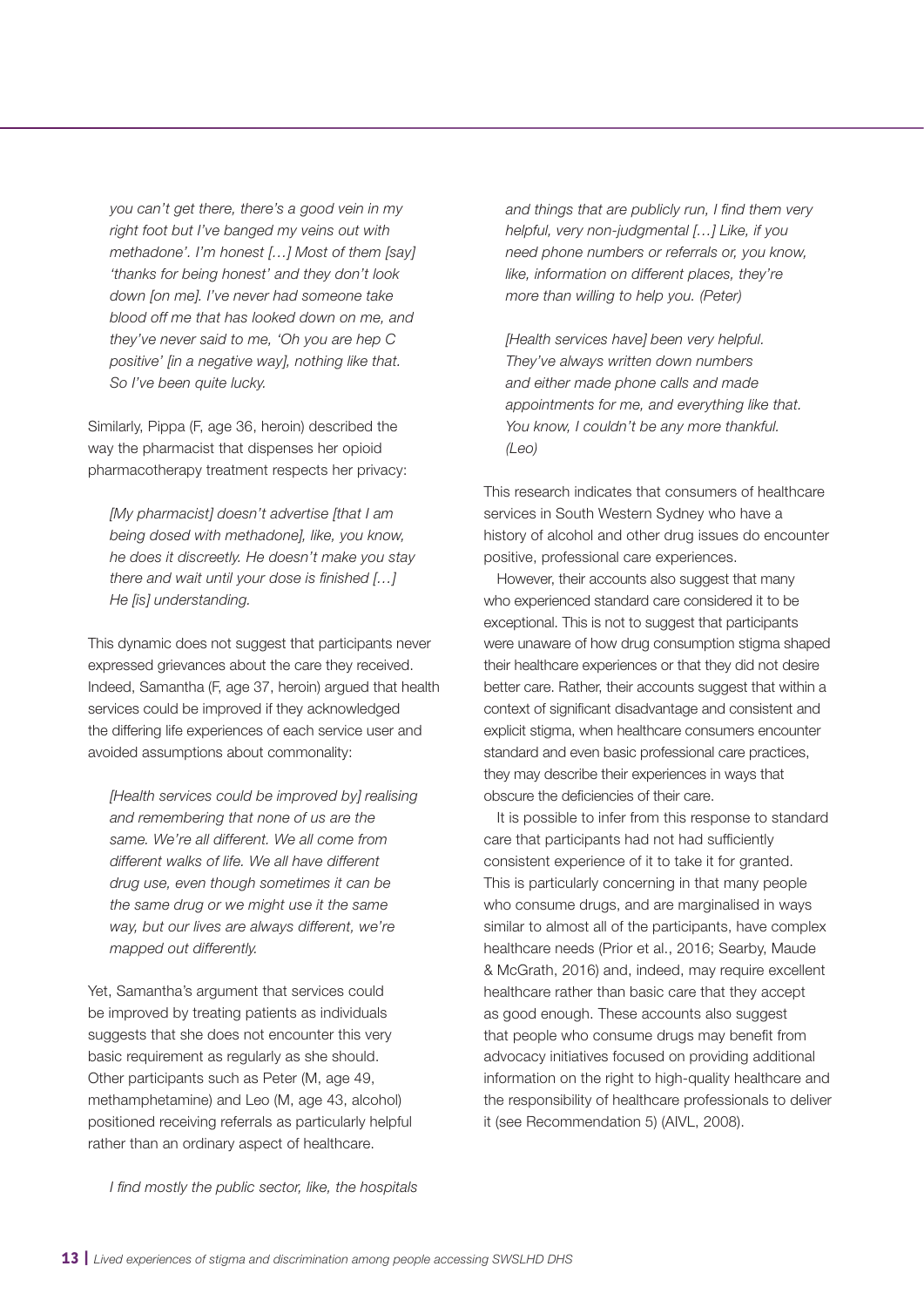*you can't get there, there's a good vein in my right foot but I've banged my veins out with methadone'. I'm honest […] Most of them [say] 'thanks for being honest' and they don't look down [on me]. I've never had someone take blood off me that has looked down on me, and they've never said to me, 'Oh you are hep C positive' [in a negative way], nothing like that. So I've been quite lucky.*

Similarly, Pippa (F, age 36, heroin) described the way the pharmacist that dispenses her opioid pharmacotherapy treatment respects her privacy:

> *[My pharmacist] doesn't advertise [that I am being dosed with methadone], like, you know, he does it discreetly. He doesn't make you stay there and wait until your dose is finished […] He [is] understanding.*

This dynamic does not suggest that participants never expressed grievances about the care they received. Indeed, Samantha (F, age 37, heroin) argued that health services could be improved if they acknowledged the differing life experiences of each service user and avoided assumptions about commonality:

> *[Health services could be improved by] realising and remembering that none of us are the same. We're all different. We all come from different walks of life. We all have different drug use, even though sometimes it can be the same drug or we might use it the same way, but our lives are always different, we're mapped out differently.*

Yet, Samantha's argument that services could be improved by treating patients as individuals suggests that she does not encounter this very basic requirement as regularly as she should. Other participants such as Peter (M, age 49, methamphetamine) and Leo (M, age 43, alcohol) positioned receiving referrals as particularly helpful rather than an ordinary aspect of healthcare.

> *I find mostly the public sector, like, the hospitals and things that are publicly run, I find them very helpful, very non-judgmental […] Like, if you need phone numbers or referrals or, you know, like, information on different places, they're more than willing to help you. (Peter)*

> *[Health services have] been very helpful. They've always written down numbers and either made phone calls and made appointments for me, and everything like that. You know, I couldn't be any more thankful. (Leo)*

This research indicates that consumers of healthcare services in South Western Sydney who have a history of alcohol and other drug issues do encounter positive, professional care experiences.

However, their accounts also suggest that many who experienced standard care considered it to be exceptional. This is not to suggest that participants were unaware of how drug consumption stigma shaped their healthcare experiences or that they did not desire better care. Rather, their accounts suggest that within a context of significant disadvantage and consistent and explicit stigma, when healthcare consumers encounter standard and even basic professional care practices, they may describe their experiences in ways that obscure the deficiencies of their care.

It is possible to infer from this response to standard care that participants had not had sufficiently consistent experience of it to take it for granted. This is particularly concerning in that many people who consume drugs, and are marginalised in ways similar to almost all of the participants, have complex healthcare needs (Prior et al., 2016; Searby, Maude & McGrath, 2016) and, indeed, may require excellent healthcare rather than basic care that they accept as good enough. These accounts also suggest that people who consume drugs may benefit from advocacy initiatives focused on providing additional information on the right to high-quality healthcare and the responsibility of healthcare professionals to deliver it (see Recommendation 5) (AIVL, 2008).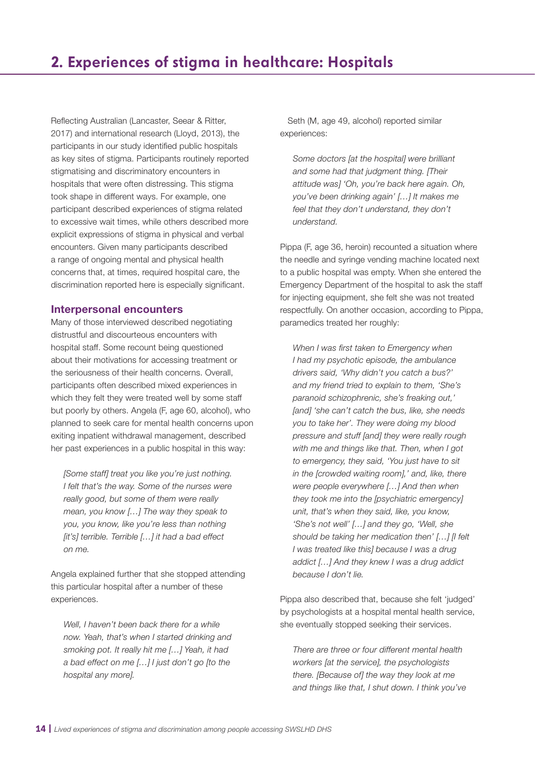## 2. Experiences of stigma in healthcare: Hospitals

Reflecting Australian (Lancaster, Seear & Ritter, 2017) and international research (Lloyd, 2013), the participants in our study identified public hospitals as key sites of stigma. Participants routinely reported stigmatising and discriminatory encounters in hospitals that were often distressing. This stigma took shape in different ways. For example, one participant described experiences of stigma related to excessive wait times, while others described more explicit expressions of stigma in physical and verbal encounters. Given many participants described a range of ongoing mental and physical health concerns that, at times, required hospital care, the discrimination reported here is especially significant.

### Interpersonal encounters

Many of those interviewed described negotiating distrustful and discourteous encounters with hospital staff. Some recount being questioned about their motivations for accessing treatment or the seriousness of their health concerns. Overall, participants often described mixed experiences in which they felt they were treated well by some staff but poorly by others. Angela (F, age 60, alcohol), who planned to seek care for mental health concerns upon exiting inpatient withdrawal management, described her past experiences in a public hospital in this way:

> *[Some staff] treat you like you're just nothing. I felt that's the way. Some of the nurses were really good, but some of them were really mean, you know […] The way they speak to you, you know, like you're less than nothing [it's] terrible. Terrible […] it had a bad effect on me.*

Angela explained further that she stopped attending this particular hospital after a number of these experiences.

> *Well, I haven't been back there for a while now. Yeah, that's when I started drinking and smoking pot. It really hit me […] Yeah, it had a bad effect on me […] I just don't go [to the hospital any more].*

Seth (M, age 49, alcohol) reported similar experiences:

> *Some doctors [at the hospital] were brilliant and some had that judgment thing. [Their attitude was] 'Oh, you're back here again. Oh, you've been drinking again' […] It makes me feel that they don't understand, they don't understand.*

Pippa (F, age 36, heroin) recounted a situation where the needle and syringe vending machine located next to a public hospital was empty. When she entered the Emergency Department of the hospital to ask the staff for injecting equipment, she felt she was not treated respectfully. On another occasion, according to Pippa, paramedics treated her roughly:

> *When I was first taken to Emergency when I had my psychotic episode, the ambulance drivers said, 'Why didn't you catch a bus?' and my friend tried to explain to them, 'She's paranoid schizophrenic, she's freaking out,' [and] 'she can't catch the bus, like, she needs you to take her'. They were doing my blood pressure and stuff [and] they were really rough with me and things like that. Then, when I got to emergency, they said, 'You just have to sit in the [crowded waiting room],' and, like, there were people everywhere […] And then when they took me into the [psychiatric emergency] unit, that's when they said, like, you know, 'She's not well' […] and they go, 'Well, she should be taking her medication then' […] [I felt I was treated like this] because I was a drug addict […] And they knew I was a drug addict because I don't lie.*

Pippa also described that, because she felt 'judged' by psychologists at a hospital mental health service, she eventually stopped seeking their services.

> *There are three or four different mental health workers [at the service], the psychologists there. [Because of] the way they look at me and things like that, I shut down. I think you've*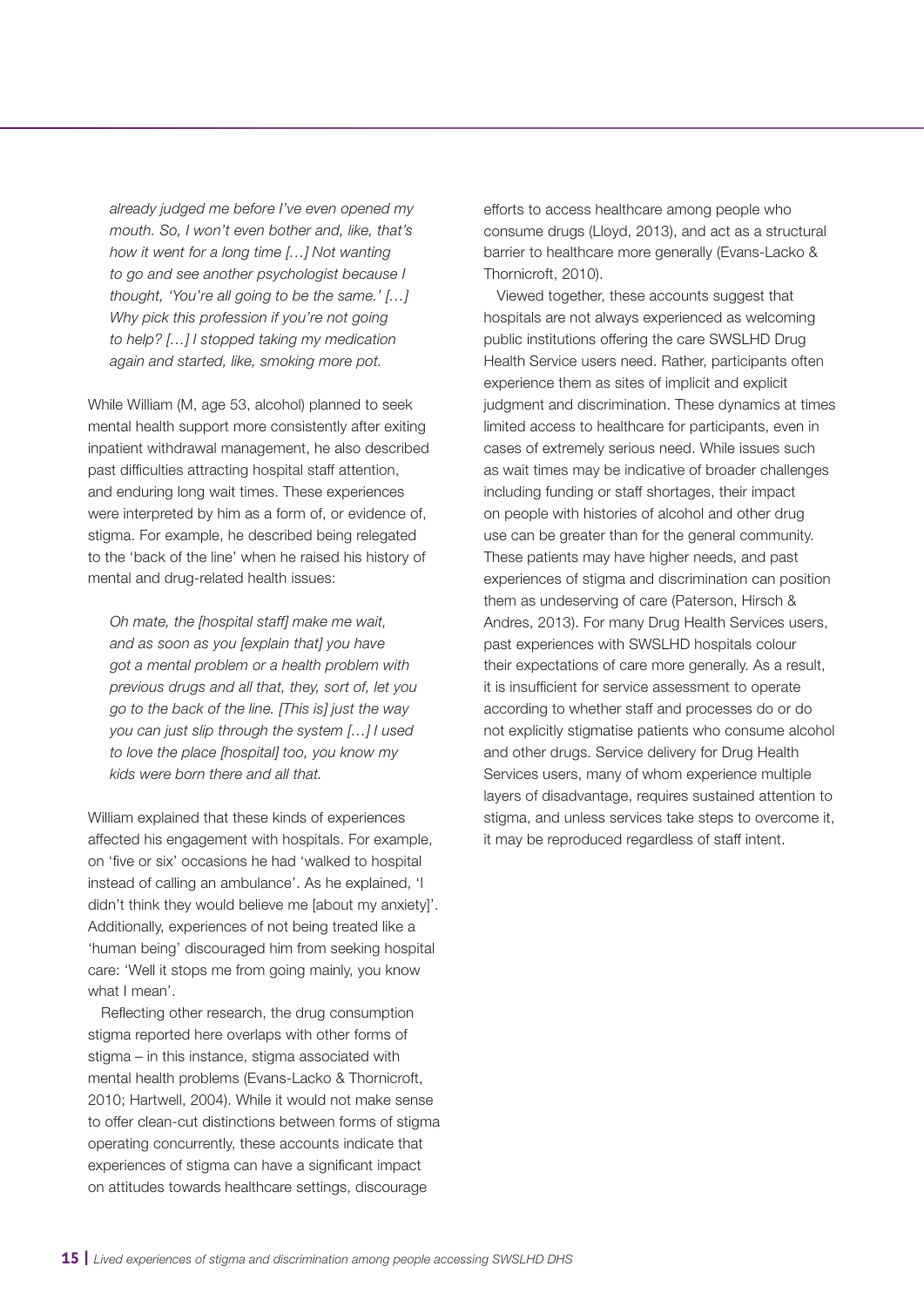*already judged me before I've even opened my mouth. So, I won't even bother and, like, that's how it went for a long time […] Not wanting to go and see another psychologist because I thought, 'You're all going to be the same.' […] Why pick this profession if you're not going to help? […] I stopped taking my medication again and started, like, smoking more pot.*

While William (M, age 53, alcohol) planned to seek mental health support more consistently after exiting inpatient withdrawal management, he also described past difficulties attracting hospital staff attention, and enduring long wait times. These experiences were interpreted by him as a form of, or evidence of, stigma. For example, he described being relegated to the 'back of the line' when he raised his history of mental and drug-related health issues:

> *Oh mate, the [hospital staff] make me wait, and as soon as you [explain that] you have got a mental problem or a health problem with previous drugs and all that, they, sort of, let you go to the back of the line. [This is] just the way you can just slip through the system […] I used to love the place [hospital] too, you know my kids were born there and all that.*

William explained that these kinds of experiences affected his engagement with hospitals. For example, on 'five or six' occasions he had 'walked to hospital instead of calling an ambulance'. As he explained, 'I didn't think they would believe me [about my anxiety]'. Additionally, experiences of not being treated like a 'human being' discouraged him from seeking hospital care: 'Well it stops me from going mainly, you know what I mean'.

Reflecting other research, the drug consumption stigma reported here overlaps with other forms of stigma – in this instance, stigma associated with mental health problems (Evans-Lacko & Thornicroft, 2010; Hartwell, 2004). While it would not make sense to offer clean-cut distinctions between forms of stigma operating concurrently, these accounts indicate that experiences of stigma can have a significant impact on attitudes towards healthcare settings, discourage efforts to access healthcare among people who consume drugs (Lloyd, 2013), and act as a structural barrier to healthcare more generally (Evans-Lacko & Thornicroft, 2010).

Viewed together, these accounts suggest that hospitals are not always experienced as welcoming public institutions offering the care SWSLHD Drug Health Service users need. Rather, participants often experience them as sites of implicit and explicit judgment and discrimination. These dynamics at times limited access to healthcare for participants, even in cases of extremely serious need. While issues such as wait times may be indicative of broader challenges including funding or staff shortages, their impact on people with histories of alcohol and other drug use can be greater than for the general community. These patients may have higher needs, and past experiences of stigma and discrimination can position them as undeserving of care (Paterson, Hirsch & Andres, 2013). For many Drug Health Services users, past experiences with SWSLHD hospitals colour their expectations of care more generally. As a result, it is insufficient for service assessment to operate according to whether staff and processes do or do not explicitly stigmatise patients who consume alcohol and other drugs. Service delivery for Drug Health Services users, many of whom experience multiple layers of disadvantage, requires sustained attention to stigma, and unless services take steps to overcome it, it may be reproduced regardless of staff intent.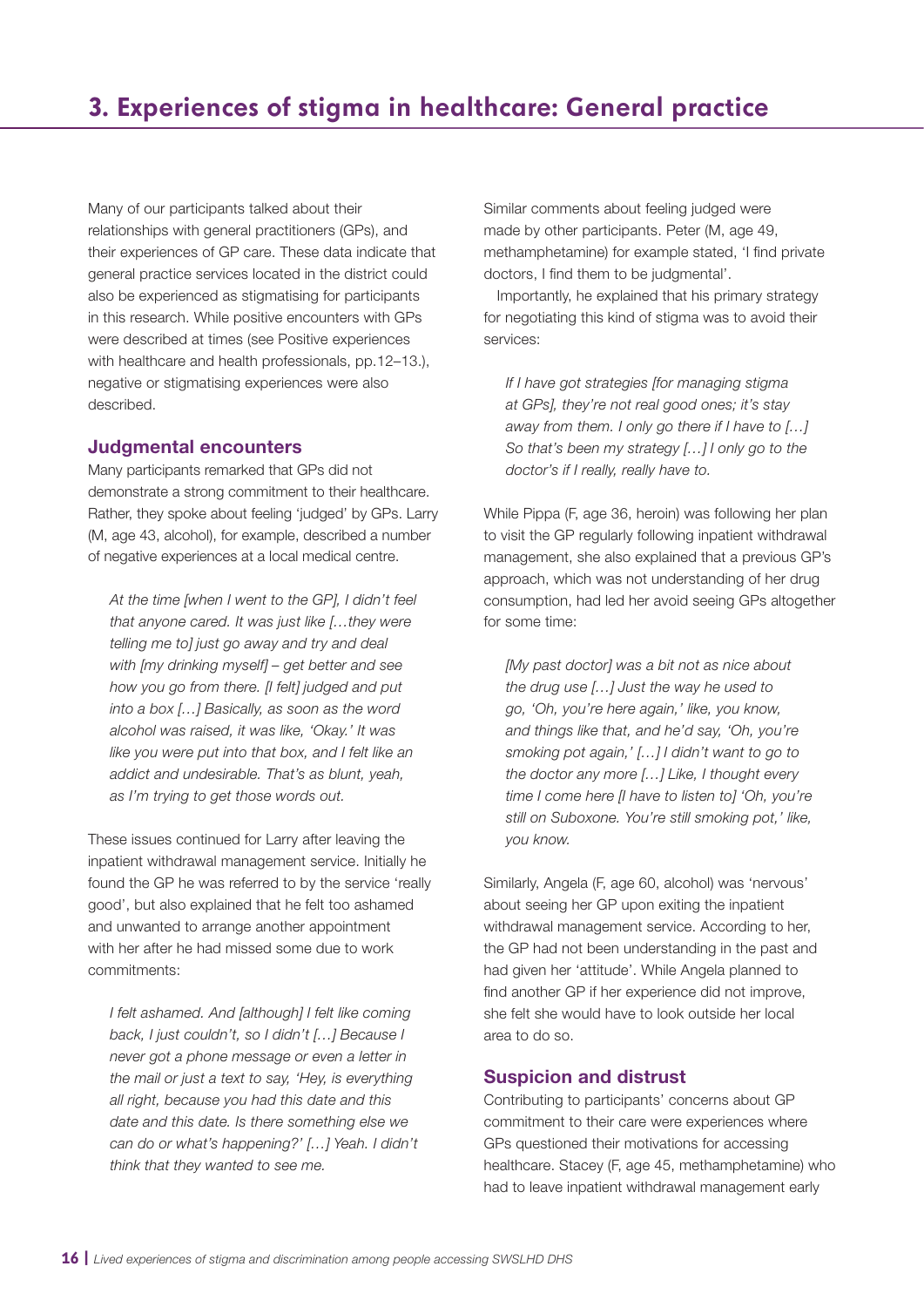# 3. Experiences of stigma in healthcare: General practice

Many of our participants talked about their relationships with general practitioners (GPs), and their experiences of GP care. These data indicate that general practice services located in the district could also be experienced as stigmatising for participants in this research. While positive encounters with GPs were described at times (see Positive experiences with healthcare and health professionals, pp.12–13.), negative or stigmatising experiences were also described.

## Judgmental encounters

Many participants remarked that GPs did not demonstrate a strong commitment to their healthcare. Rather, they spoke about feeling 'judged' by GPs. Larry (M, age 43, alcohol), for example, described a number of negative experiences at a local medical centre.

> *At the time [when I went to the GP], I didn't feel that anyone cared. It was just like […they were telling me to] just go away and try and deal with [my drinking myself] – get better and see how you go from there. [I felt] judged and put into a box […] Basically, as soon as the word alcohol was raised, it was like, 'Okay.' It was like you were put into that box, and I felt like an addict and undesirable. That's as blunt, yeah, as I'm trying to get those words out.*

These issues continued for Larry after leaving the inpatient withdrawal management service. Initially he found the GP he was referred to by the service 'really good', but also explained that he felt too ashamed and unwanted to arrange another appointment with her after he had missed some due to work commitments:

> *I felt ashamed. And [although] I felt like coming back, I just couldn't, so I didn't […] Because I never got a phone message or even a letter in the mail or just a text to say, 'Hey, is everything all right, because you had this date and this date and this date. Is there something else we can do or what's happening?' […] Yeah. I didn't think that they wanted to see me.*

Similar comments about feeling judged were made by other participants. Peter (M, age 49, methamphetamine) for example stated, 'I find private doctors, I find them to be judgmental'.

Importantly, he explained that his primary strategy for negotiating this kind of stigma was to avoid their services:

> *If I have got strategies [for managing stigma at GPs], they're not real good ones; it's stay away from them. I only go there if I have to […] So that's been my strategy […] I only go to the doctor's if I really, really have to.*

While Pippa (F, age 36, heroin) was following her plan to visit the GP regularly following inpatient withdrawal management, she also explained that a previous GP's approach, which was not understanding of her drug consumption, had led her avoid seeing GPs altogether for some time:

> *[My past doctor] was a bit not as nice about the drug use […] Just the way he used to go, 'Oh, you're here again,' like, you know, and things like that, and he'd say, 'Oh, you're smoking pot again,' […] I didn't want to go to the doctor any more […] Like, I thought every time I come here [I have to listen to] 'Oh, you're still on Suboxone. You're still smoking pot,' like, you know.*

Similarly, Angela (F, age 60, alcohol) was 'nervous' about seeing her GP upon exiting the inpatient withdrawal management service. According to her, the GP had not been understanding in the past and had given her 'attitude'. While Angela planned to find another GP if her experience did not improve, she felt she would have to look outside her local area to do so.

## Suspicion and distrust

Contributing to participants' concerns about GP commitment to their care were experiences where GPs questioned their motivations for accessing healthcare. Stacey (F, age 45, methamphetamine) who had to leave inpatient withdrawal management early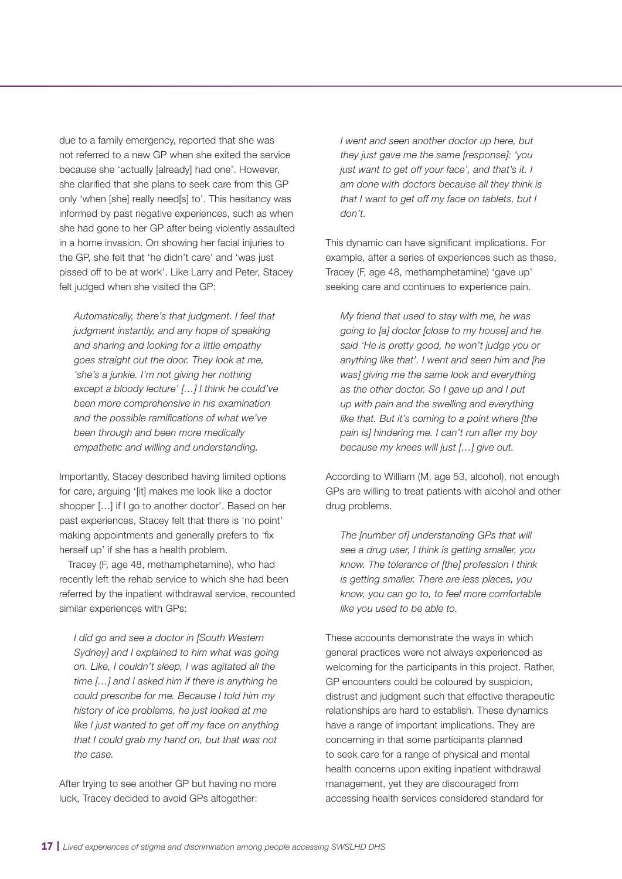due to a family emergency, reported that she was not referred to a new GP when she exited the service because she 'actually [already] had one'. However, she clarified that she plans to seek care from this GP only 'when [she] really need[s] to'. This hesitancy was informed by past negative experiences, such as when she had gone to her GP after being violently assaulted in a home invasion. On showing her facial injuries to the GP, she felt that 'he didn't care' and 'was just pissed off to be at work'. Like Larry and Peter, Stacey felt judged when she visited the GP:

> *Automatically, there's that judgment. I feel that judgment instantly, and any hope of speaking and sharing and looking for a little empathy goes straight out the door. They look at me, 'she's a junkie. I'm not giving her nothing except a bloody lecture' […] I think he could've been more comprehensive in his examination and the possible ramifications of what we've been through and been more medically empathetic and willing and understanding.*

Importantly, Stacey described having limited options for care, arguing '[it] makes me look like a doctor shopper […] if I go to another doctor'. Based on her past experiences, Stacey felt that there is 'no point' making appointments and generally prefers to 'fix herself up' if she has a health problem.

Tracey (F, age 48, methamphetamine), who had recently left the rehab service to which she had been referred by the inpatient withdrawal service, recounted similar experiences with GPs:

> *I did go and see a doctor in [South Western Sydney] and I explained to him what was going on. Like, I couldn't sleep, I was agitated all the time […] and I asked him if there is anything he could prescribe for me. Because I told him my history of ice problems, he just looked at me like I just wanted to get off my face on anything that I could grab my hand on, but that was not the case.*

After trying to see another GP but having no more luck, Tracey decided to avoid GPs altogether:

> *I went and seen another doctor up here, but they just gave me the same [response]: 'you just want to get off your face', and that's it. I am done with doctors because all they think is that I want to get off my face on tablets, but I don't.*

This dynamic can have significant implications. For example, after a series of experiences such as these, Tracey (F, age 48, methamphetamine) 'gave up' seeking care and continues to experience pain.

> *My friend that used to stay with me, he was going to [a] doctor [close to my house] and he said 'He is pretty good, he won't judge you or anything like that'. I went and seen him and [he was] giving me the same look and everything as the other doctor. So I gave up and I put up with pain and the swelling and everything like that. But it's coming to a point where [the pain is] hindering me. I can't run after my boy because my knees will just […] give out.*

According to William (M, age 53, alcohol), not enough GPs are willing to treat patients with alcohol and other drug problems.

> *The [number of] understanding GPs that will see a drug user, I think is getting smaller, you know. The tolerance of [the] profession I think is getting smaller. There are less places, you know, you can go to, to feel more comfortable like you used to be able to.*

These accounts demonstrate the ways in which general practices were not always experienced as welcoming for the participants in this project. Rather, GP encounters could be coloured by suspicion, distrust and judgment such that effective therapeutic relationships are hard to establish. These dynamics have a range of important implications. They are concerning in that some participants planned to seek care for a range of physical and mental health concerns upon exiting inpatient withdrawal management, yet they are discouraged from accessing health services considered standard for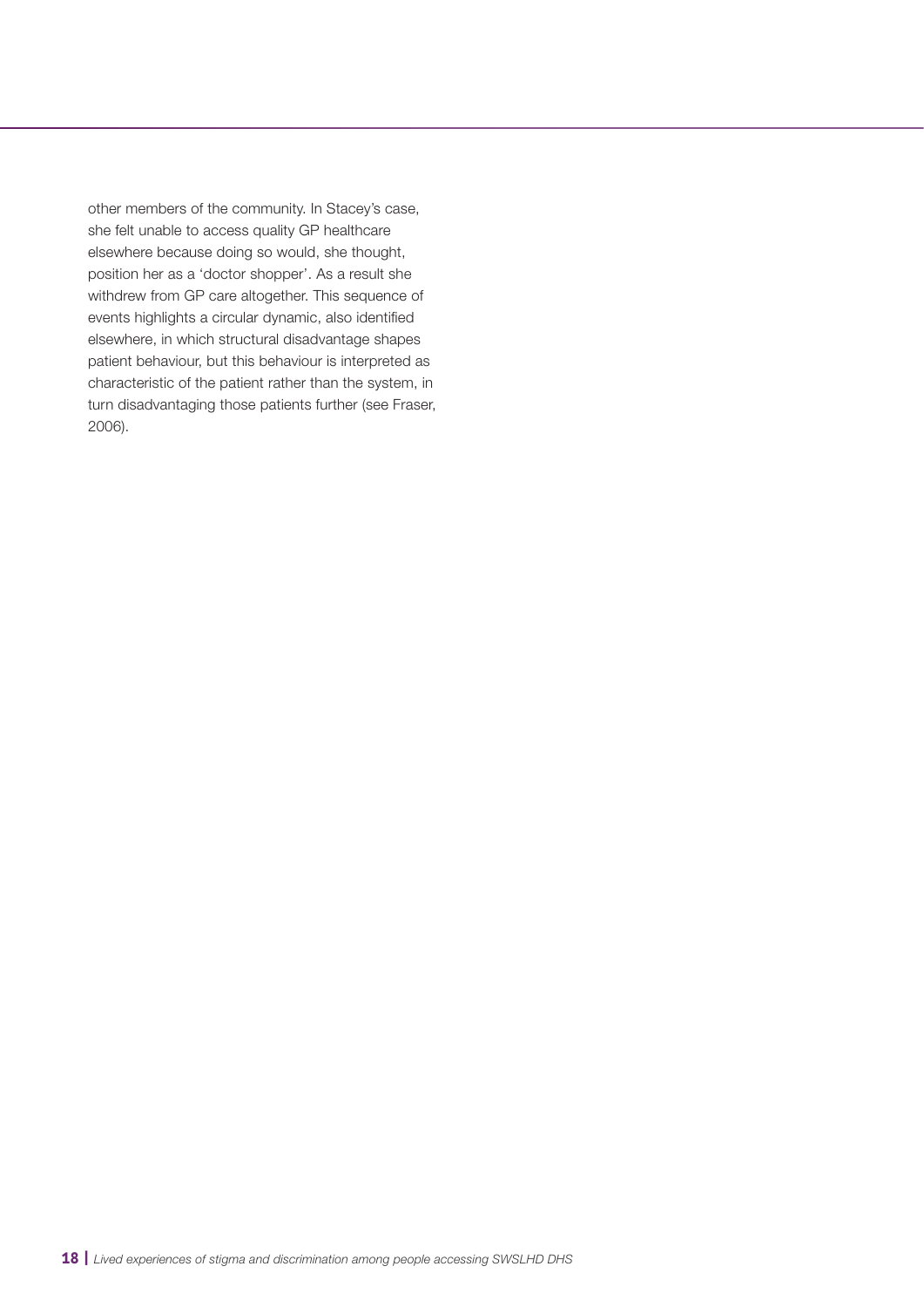other members of the community. In Stacey's case, she felt unable to access quality GP healthcare elsewhere because doing so would, she thought, position her as a 'doctor shopper'. As a result she withdrew from GP care altogether. This sequence of events highlights a circular dynamic, also identified elsewhere, in which structural disadvantage shapes patient behaviour, but this behaviour is interpreted as characteristic of the patient rather than the system, in turn disadvantaging those patients further (see Fraser, 2006).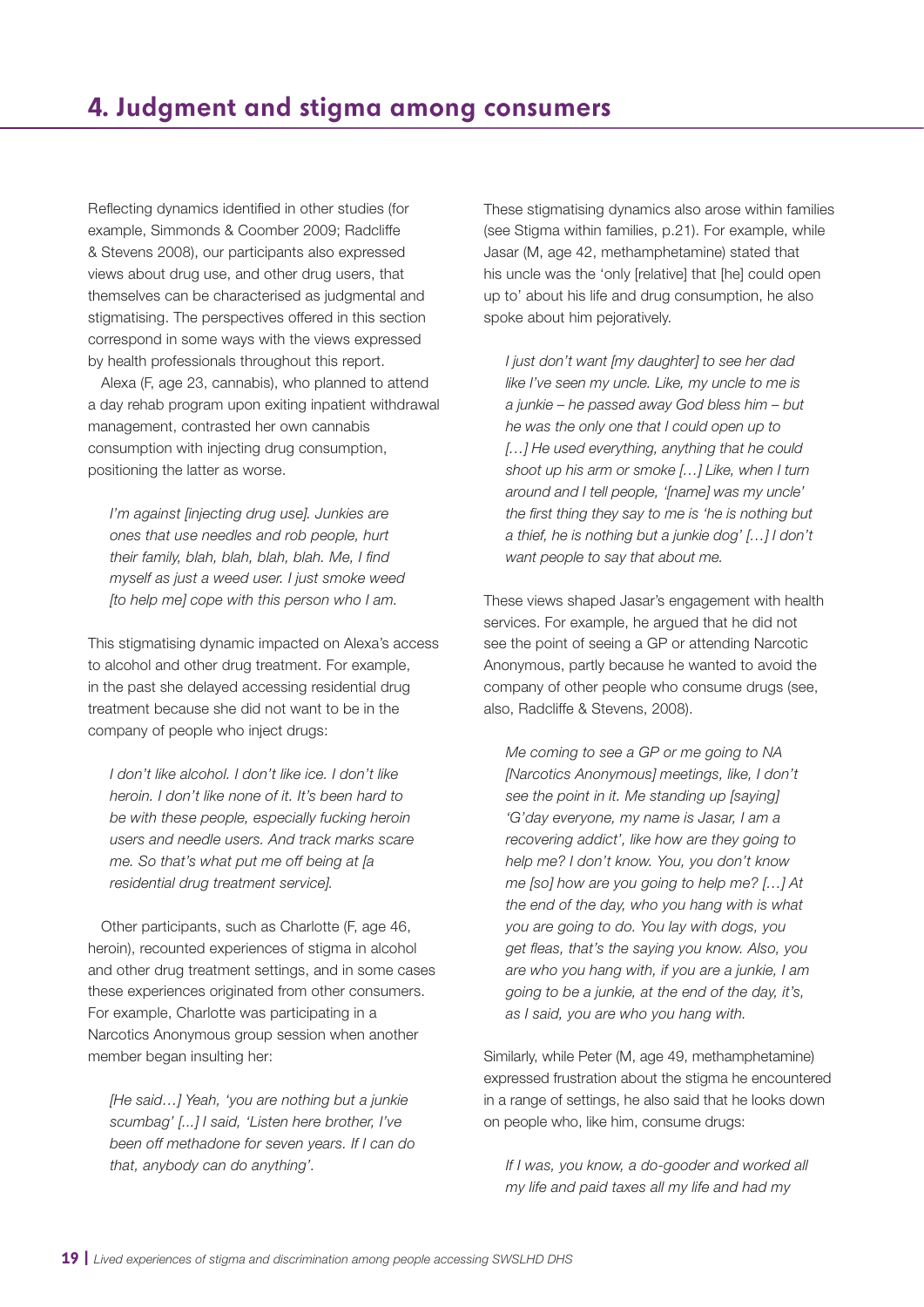# 4. Judgment and stigma among consumers

Reflecting dynamics identified in other studies (for example, Simmonds & Coomber 2009; Radcliffe & Stevens 2008), our participants also expressed views about drug use, and other drug users, that themselves can be characterised as judgmental and stigmatising. The perspectives offered in this section correspond in some ways with the views expressed by health professionals throughout this report.

Alexa (F, age 23, cannabis), who planned to attend a day rehab program upon exiting inpatient withdrawal management, contrasted her own cannabis consumption with injecting drug consumption, positioning the latter as worse.

> *I'm against [injecting drug use]. Junkies are ones that use needles and rob people, hurt their family, blah, blah, blah, blah. Me, I find myself as just a weed user. I just smoke weed [to help me] cope with this person who I am.*

This stigmatising dynamic impacted on Alexa's access to alcohol and other drug treatment. For example, in the past she delayed accessing residential drug treatment because she did not want to be in the company of people who inject drugs:

> *I don't like alcohol. I don't like ice. I don't like heroin. I don't like none of it. It's been hard to be with these people, especially fucking heroin users and needle users. And track marks scare me. So that's what put me off being at [a residential drug treatment service].*

Other participants, such as Charlotte (F, age 46, heroin), recounted experiences of stigma in alcohol and other drug treatment settings, and in some cases these experiences originated from other consumers. For example, Charlotte was participating in a Narcotics Anonymous group session when another member began insulting her:

> *[He said…] Yeah, 'you are nothing but a junkie scumbag' [...] I said, 'Listen here brother, I've been off methadone for seven years. If I can do that, anybody can do anything'.*

These stigmatising dynamics also arose within families (see Stigma within families, p.21). For example, while Jasar (M, age 42, methamphetamine) stated that his uncle was the 'only [relative] that [he] could open up to' about his life and drug consumption, he also spoke about him pejoratively.

> *I just don't want [my daughter] to see her dad like I've seen my uncle. Like, my uncle to me is a junkie – he passed away God bless him – but he was the only one that I could open up to […] He used everything, anything that he could shoot up his arm or smoke […] Like, when I turn around and I tell people, '[name] was my uncle' the first thing they say to me is 'he is nothing but a thief, he is nothing but a junkie dog' […] I don't want people to say that about me.*

These views shaped Jasar's engagement with health services. For example, he argued that he did not see the point of seeing a GP or attending Narcotic Anonymous, partly because he wanted to avoid the company of other people who consume drugs (see, also, Radcliffe & Stevens, 2008).

> *Me coming to see a GP or me going to NA [Narcotics Anonymous] meetings, like, I don't see the point in it. Me standing up [saying] 'G'day everyone, my name is Jasar, I am a recovering addict', like how are they going to help me? I don't know. You, you don't know me [so] how are you going to help me? […] At the end of the day, who you hang with is what you are going to do. You lay with dogs, you get fleas, that's the saying you know. Also, you are who you hang with, if you are a junkie, I am going to be a junkie, at the end of the day, it's, as I said, you are who you hang with.*

Similarly, while Peter (M, age 49, methamphetamine) expressed frustration about the stigma he encountered in a range of settings, he also said that he looks down on people who, like him, consume drugs:

> *If I was, you know, a do-gooder and worked all my life and paid taxes all my life and had my*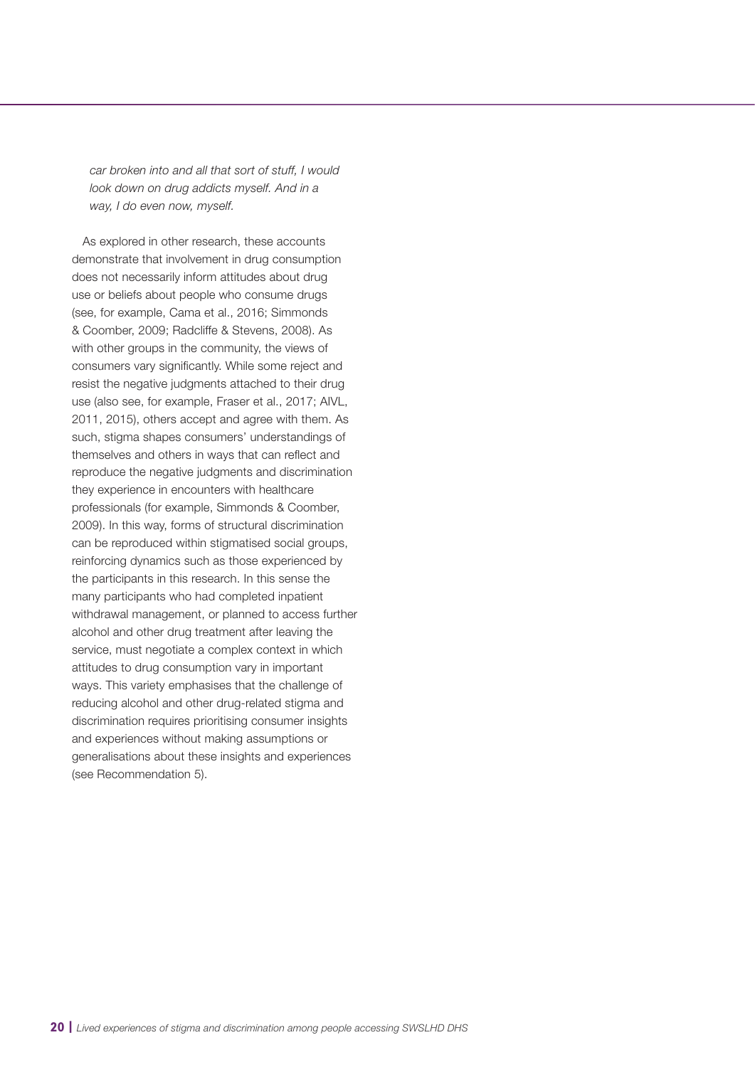*car broken into and all that sort of stuff, I would look down on drug addicts myself. And in a way, I do even now, myself.*

As explored in other research, these accounts demonstrate that involvement in drug consumption does not necessarily inform attitudes about drug use or beliefs about people who consume drugs (see, for example, Cama et al., 2016; Simmonds & Coomber, 2009; Radcliffe & Stevens, 2008). As with other groups in the community, the views of consumers vary significantly. While some reject and resist the negative judgments attached to their drug use (also see, for example, Fraser et al., 2017; AIVL, 2011, 2015), others accept and agree with them. As such, stigma shapes consumers' understandings of themselves and others in ways that can reflect and reproduce the negative judgments and discrimination they experience in encounters with healthcare professionals (for example, Simmonds & Coomber, 2009). In this way, forms of structural discrimination can be reproduced within stigmatised social groups, reinforcing dynamics such as those experienced by the participants in this research. In this sense the many participants who had completed inpatient withdrawal management, or planned to access further alcohol and other drug treatment after leaving the service, must negotiate a complex context in which attitudes to drug consumption vary in important ways. This variety emphasises that the challenge of reducing alcohol and other drug-related stigma and discrimination requires prioritising consumer insights and experiences without making assumptions or generalisations about these insights and experiences (see Recommendation 5).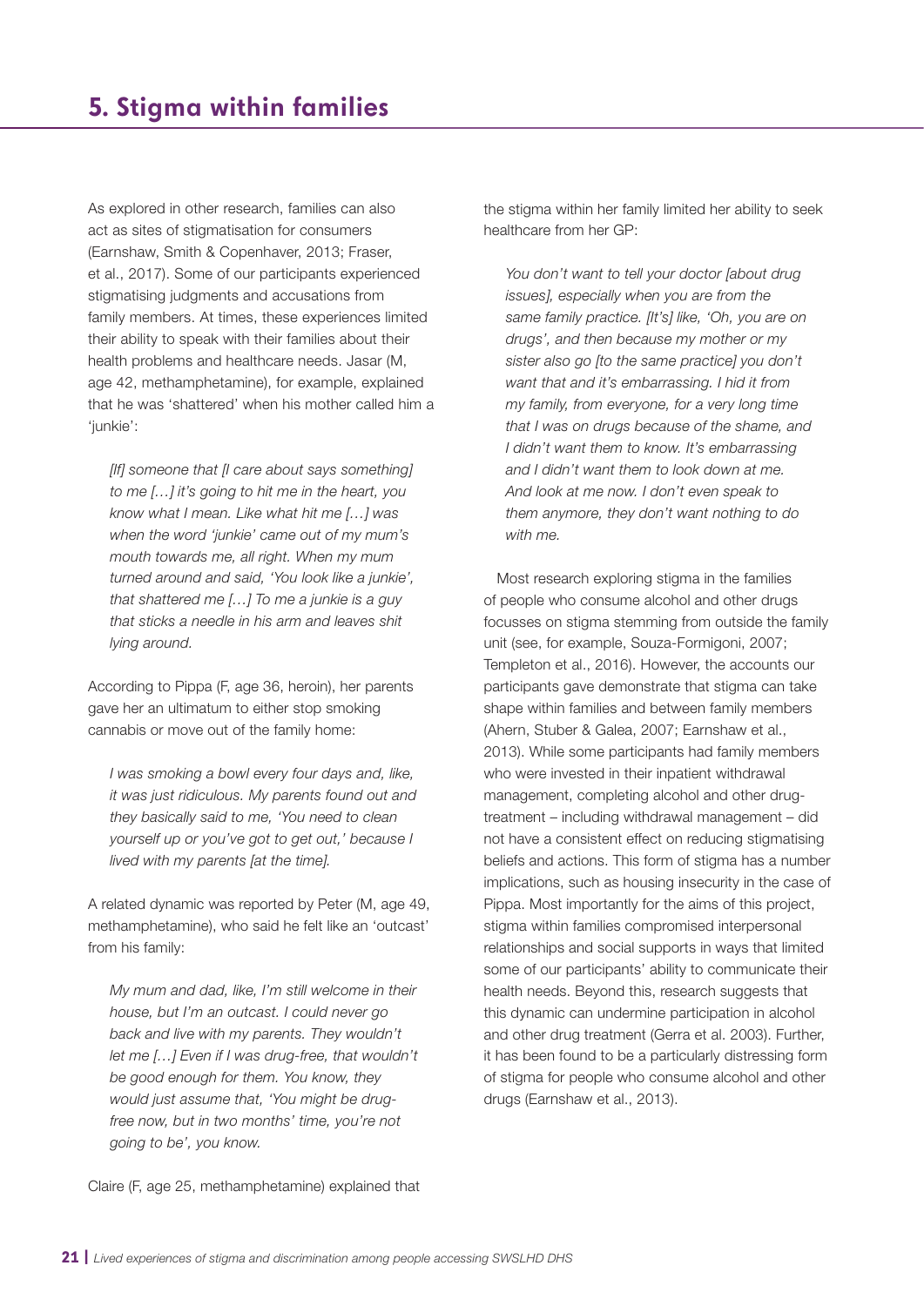# 5. Stigma within families

As explored in other research, families can also act as sites of stigmatisation for consumers (Earnshaw, Smith & Copenhaver, 2013; Fraser, et al., 2017). Some of our participants experienced stigmatising judgments and accusations from family members. At times, these experiences limited their ability to speak with their families about their health problems and healthcare needs. Jasar (M, age 42, methamphetamine), for example, explained that he was 'shattered' when his mother called him a 'junkie':

> *[If] someone that [I care about says something] to me […] it's going to hit me in the heart, you know what I mean. Like what hit me […] was when the word 'junkie' came out of my mum's mouth towards me, all right. When my mum turned around and said, 'You look like a junkie', that shattered me […] To me a junkie is a guy that sticks a needle in his arm and leaves shit lying around.*

According to Pippa (F, age 36, heroin), her parents gave her an ultimatum to either stop smoking cannabis or move out of the family home:

> *I was smoking a bowl every four days and, like, it was just ridiculous. My parents found out and they basically said to me, 'You need to clean yourself up or you've got to get out,' because I lived with my parents [at the time].*

A related dynamic was reported by Peter (M, age 49, methamphetamine), who said he felt like an 'outcast' from his family:

> *My mum and dad, like, I'm still welcome in their house, but I'm an outcast. I could never go back and live with my parents. They wouldn't let me […] Even if I was drug-free, that wouldn't be good enough for them. You know, they would just assume that, 'You might be drug-free now, but in two months' time, you're not going to be', you know.*

Claire (F, age 25, methamphetamine) explained that the stigma within her family limited her ability to seek healthcare from her GP:

> *You don't want to tell your doctor [about drug issues], especially when you are from the same family practice. [It's] like, 'Oh, you are on drugs', and then because my mother or my sister also go [to the same practice] you don't want that and it's embarrassing. I hid it from my family, from everyone, for a very long time that I was on drugs because of the shame, and I didn't want them to know. It's embarrassing and I didn't want them to look down at me. And look at me now. I don't even speak to them anymore, they don't want nothing to do with me.*

Most research exploring stigma in the families of people who consume alcohol and other drugs focusses on stigma stemming from outside the family unit (see, for example, Souza-Formigoni, 2007; Templeton et al., 2016). However, the accounts our participants gave demonstrate that stigma can take shape within families and between family members (Ahern, Stuber & Galea, 2007; Earnshaw et al., 2013). While some participants had family members who were invested in their inpatient withdrawal management, completing alcohol and other drug-treatment – including withdrawal management – did not have a consistent effect on reducing stigmatising beliefs and actions. This form of stigma has a number implications, such as housing insecurity in the case of Pippa. Most importantly for the aims of this project, stigma within families compromised interpersonal relationships and social supports in ways that limited some of our participants' ability to communicate their health needs. Beyond this, research suggests that this dynamic can undermine participation in alcohol and other drug treatment (Gerra et al. 2003). Further, it has been found to be a particularly distressing form of stigma for people who consume alcohol and other drugs (Earnshaw et al., 2013).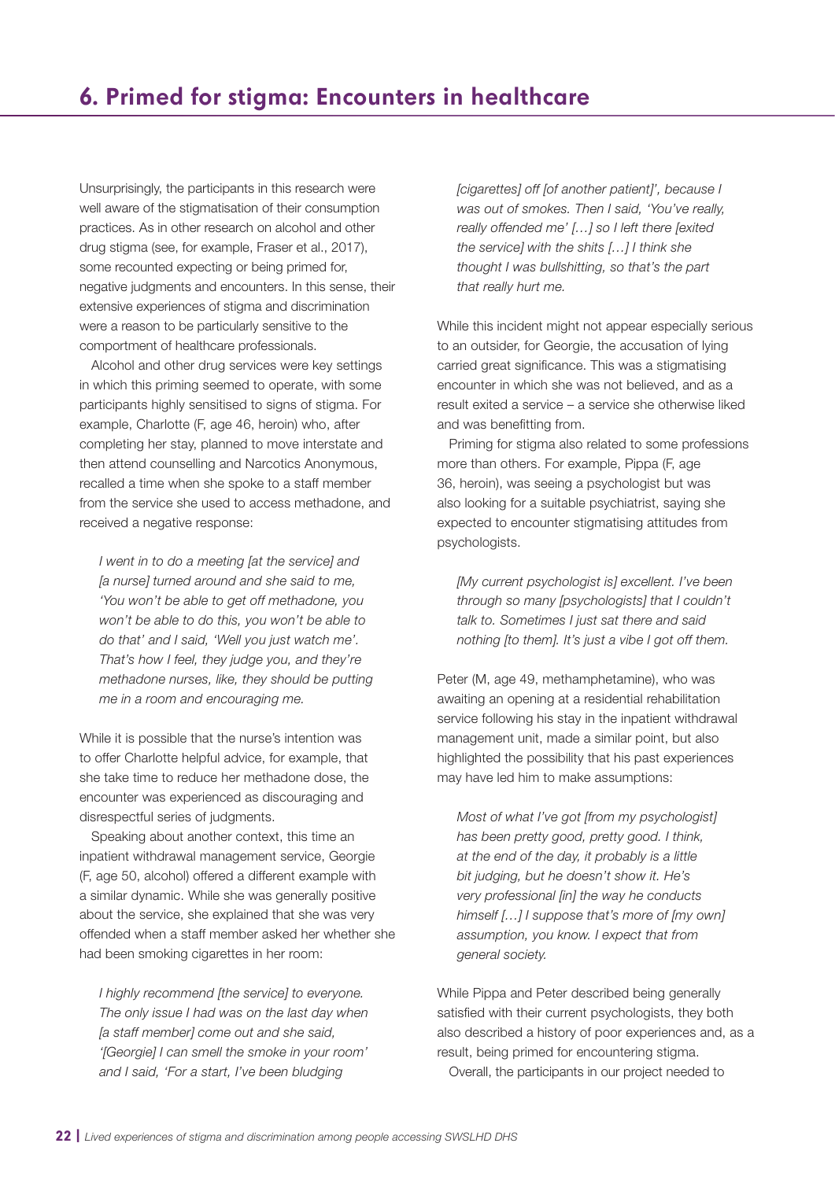## 6. Primed for stigma: Encounters in healthcare

Unsurprisingly, the participants in this research were well aware of the stigmatisation of their consumption practices. As in other research on alcohol and other drug stigma (see, for example, Fraser et al., 2017), some recounted expecting or being primed for, negative judgments and encounters. In this sense, their extensive experiences of stigma and discrimination were a reason to be particularly sensitive to the comportment of healthcare professionals.

Alcohol and other drug services were key settings in which this priming seemed to operate, with some participants highly sensitised to signs of stigma. For example, Charlotte (F, age 46, heroin) who, after completing her stay, planned to move interstate and then attend counselling and Narcotics Anonymous, recalled a time when she spoke to a staff member from the service she used to access methadone, and received a negative response:

> *I went in to do a meeting [at the service] and [a nurse] turned around and she said to me, 'You won't be able to get off methadone, you won't be able to do this, you won't be able to do that' and I said, 'Well you just watch me'. That's how I feel, they judge you, and they're methadone nurses, like, they should be putting me in a room and encouraging me.*

While it is possible that the nurse's intention was to offer Charlotte helpful advice, for example, that she take time to reduce her methadone dose, the encounter was experienced as discouraging and disrespectful series of judgments.

Speaking about another context, this time an inpatient withdrawal management service, Georgie (F, age 50, alcohol) offered a different example with a similar dynamic. While she was generally positive about the service, she explained that she was very offended when a staff member asked her whether she had been smoking cigarettes in her room:

> *I highly recommend [the service] to everyone. The only issue I had was on the last day when [a staff member] come out and she said, '[Georgie] I can smell the smoke in your room' and I said, 'For a start, I've been bludging [cigarettes] off [of another patient]', because I was out of smokes. Then I said, 'You've really, really offended me' […] so I left there [exited the service] with the shits […] I think she thought I was bullshitting, so that's the part that really hurt me.*

While this incident might not appear especially serious to an outsider, for Georgie, the accusation of lying carried great significance. This was a stigmatising encounter in which she was not believed, and as a result exited a service – a service she otherwise liked and was benefitting from.

Priming for stigma also related to some professions more than others. For example, Pippa (F, age 36, heroin), was seeing a psychologist but was also looking for a suitable psychiatrist, saying she expected to encounter stigmatising attitudes from psychologists.

> *[My current psychologist is] excellent. I've been through so many [psychologists] that I couldn't talk to. Sometimes I just sat there and said nothing [to them]. It's just a vibe I got off them.*

Peter (M, age 49, methamphetamine), who was awaiting an opening at a residential rehabilitation service following his stay in the inpatient withdrawal management unit, made a similar point, but also highlighted the possibility that his past experiences may have led him to make assumptions:

> *Most of what I've got [from my psychologist] has been pretty good, pretty good. I think, at the end of the day, it probably is a little bit judging, but he doesn't show it. He's very professional [in] the way he conducts himself […] I suppose that's more of [my own] assumption, you know. I expect that from general society.*

While Pippa and Peter described being generally satisfied with their current psychologists, they both also described a history of poor experiences and, as a result, being primed for encountering stigma.

Overall, the participants in our project needed to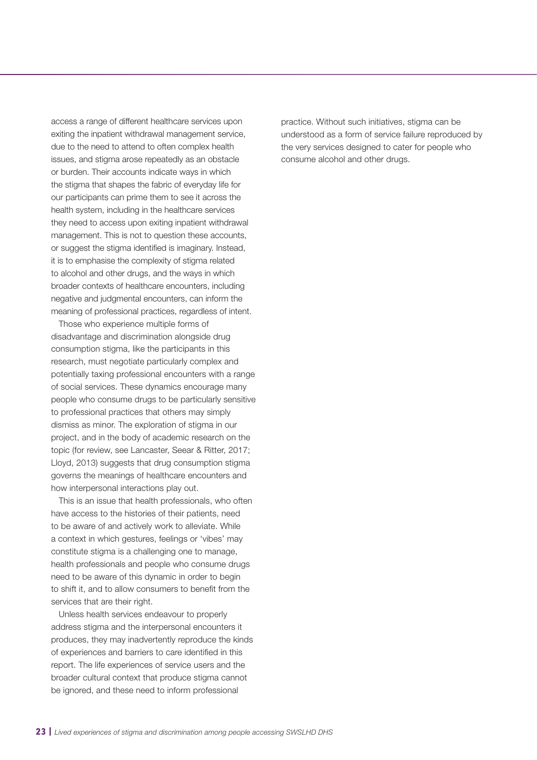access a range of different healthcare services upon exiting the inpatient withdrawal management service, due to the need to attend to often complex health issues, and stigma arose repeatedly as an obstacle or burden. Their accounts indicate ways in which the stigma that shapes the fabric of everyday life for our participants can prime them to see it across the health system, including in the healthcare services they need to access upon exiting inpatient withdrawal management. This is not to question these accounts, or suggest the stigma identified is imaginary. Instead, it is to emphasise the complexity of stigma related to alcohol and other drugs, and the ways in which broader contexts of healthcare encounters, including negative and judgmental encounters, can inform the meaning of professional practices, regardless of intent.

Those who experience multiple forms of disadvantage and discrimination alongside drug consumption stigma, like the participants in this research, must negotiate particularly complex and potentially taxing professional encounters with a range of social services. These dynamics encourage many people who consume drugs to be particularly sensitive to professional practices that others may simply dismiss as minor. The exploration of stigma in our project, and in the body of academic research on the topic (for review, see Lancaster, Seear & Ritter, 2017; Lloyd, 2013) suggests that drug consumption stigma governs the meanings of healthcare encounters and how interpersonal interactions play out.

This is an issue that health professionals, who often have access to the histories of their patients, need to be aware of and actively work to alleviate. While a context in which gestures, feelings or 'vibes' may constitute stigma is a challenging one to manage, health professionals and people who consume drugs need to be aware of this dynamic in order to begin to shift it, and to allow consumers to benefit from the services that are their right.

Unless health services endeavour to properly address stigma and the interpersonal encounters it produces, they may inadvertently reproduce the kinds of experiences and barriers to care identified in this report. The life experiences of service users and the broader cultural context that produce stigma cannot be ignored, and these need to inform professional practice. Without such initiatives, stigma can be understood as a form of service failure reproduced by the very services designed to cater for people who consume alcohol and other drugs.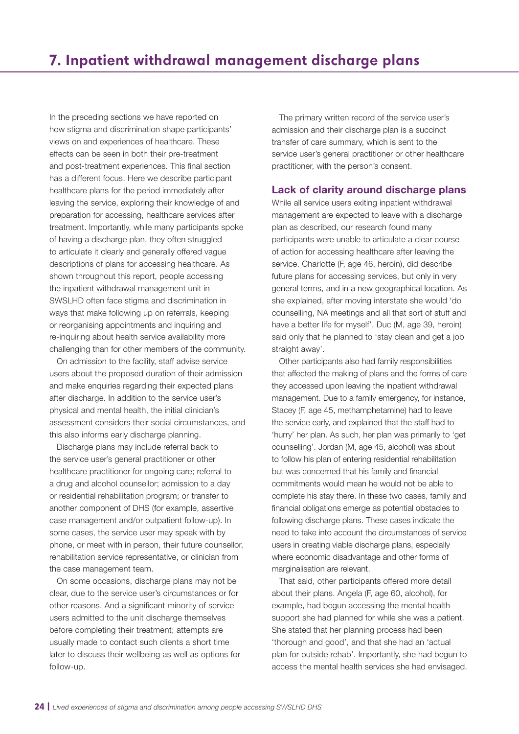# 7. Inpatient withdrawal management discharge plans

In the preceding sections we have reported on how stigma and discrimination shape participants' views on and experiences of healthcare. These effects can be seen in both their pre-treatment and post-treatment experiences. This final section has a different focus. Here we describe participant healthcare plans for the period immediately after leaving the service, exploring their knowledge of and preparation for accessing, healthcare services after treatment. Importantly, while many participants spoke of having a discharge plan, they often struggled to articulate it clearly and generally offered vague descriptions of plans for accessing healthcare. As shown throughout this report, people accessing the inpatient withdrawal management unit in SWSLHD often face stigma and discrimination in ways that make following up on referrals, keeping or reorganising appointments and inquiring and re-inquiring about health service availability more challenging than for other members of the community.

On admission to the facility, staff advise service users about the proposed duration of their admission and make enquiries regarding their expected plans after discharge. In addition to the service user's physical and mental health, the initial clinician's assessment considers their social circumstances, and this also informs early discharge planning.

Discharge plans may include referral back to the service user's general practitioner or other healthcare practitioner for ongoing care; referral to a drug and alcohol counsellor; admission to a day or residential rehabilitation program; or transfer to another component of DHS (for example, assertive case management and/or outpatient follow-up). In some cases, the service user may speak with by phone, or meet with in person, their future counsellor, rehabilitation service representative, or clinician from the case management team.

On some occasions, discharge plans may not be clear, due to the service user's circumstances or for other reasons. And a significant minority of service users admitted to the unit discharge themselves before completing their treatment; attempts are usually made to contact such clients a short time later to discuss their wellbeing as well as options for follow-up.

The primary written record of the service user's admission and their discharge plan is a succinct transfer of care summary, which is sent to the service user's general practitioner or other healthcare practitioner, with the person's consent.

## Lack of clarity around discharge plans

While all service users exiting inpatient withdrawal management are expected to leave with a discharge plan as described, our research found many participants were unable to articulate a clear course of action for accessing healthcare after leaving the service. Charlotte (F, age 46, heroin), did describe future plans for accessing services, but only in very general terms, and in a new geographical location. As she explained, after moving interstate she would 'do counselling, NA meetings and all that sort of stuff and have a better life for myself'. Duc (M, age 39, heroin) said only that he planned to 'stay clean and get a job straight away'.

Other participants also had family responsibilities that affected the making of plans and the forms of care they accessed upon leaving the inpatient withdrawal management. Due to a family emergency, for instance, Stacey (F, age 45, methamphetamine) had to leave the service early, and explained that the staff had to 'hurry' her plan. As such, her plan was primarily to 'get counselling'. Jordan (M, age 45, alcohol) was about to follow his plan of entering residential rehabilitation but was concerned that his family and financial commitments would mean he would not be able to complete his stay there. In these two cases, family and financial obligations emerge as potential obstacles to following discharge plans. These cases indicate the need to take into account the circumstances of service users in creating viable discharge plans, especially where economic disadvantage and other forms of marginalisation are relevant.

That said, other participants offered more detail about their plans. Angela (F, age 60, alcohol), for example, had begun accessing the mental health support she had planned for while she was a patient. She stated that her planning process had been 'thorough and good', and that she had an 'actual plan for outside rehab'. Importantly, she had begun to access the mental health services she had envisaged.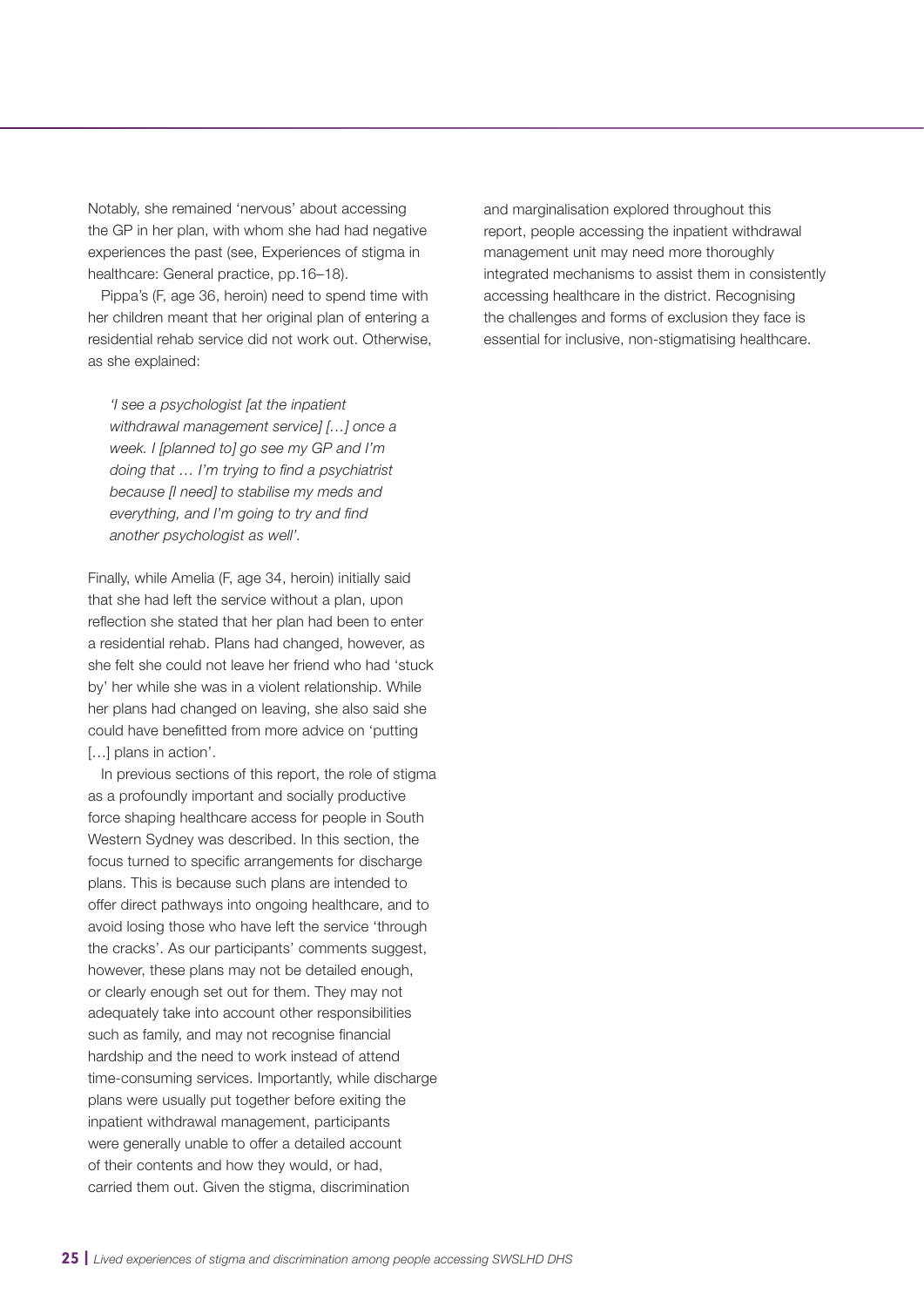Notably, she remained 'nervous' about accessing the GP in her plan, with whom she had had negative experiences the past (see, Experiences of stigma in healthcare: General practice, pp.16–18).

Pippa's (F, age 36, heroin) need to spend time with her children meant that her original plan of entering a residential rehab service did not work out. Otherwise, as she explained:

> *'I see a psychologist [at the inpatient withdrawal management service] […] once a week. I [planned to] go see my GP and I'm doing that … I'm trying to find a psychiatrist because [I need] to stabilise my meds and everything, and I'm going to try and find another psychologist as well'.*

Finally, while Amelia (F, age 34, heroin) initially said that she had left the service without a plan, upon reflection she stated that her plan had been to enter a residential rehab. Plans had changed, however, as she felt she could not leave her friend who had 'stuck by' her while she was in a violent relationship. While her plans had changed on leaving, she also said she could have benefitted from more advice on 'putting […] plans in action'.

In previous sections of this report, the role of stigma as a profoundly important and socially productive force shaping healthcare access for people in South Western Sydney was described. In this section, the focus turned to specific arrangements for discharge plans. This is because such plans are intended to offer direct pathways into ongoing healthcare, and to avoid losing those who have left the service 'through the cracks'. As our participants' comments suggest, however, these plans may not be detailed enough, or clearly enough set out for them. They may not adequately take into account other responsibilities such as family, and may not recognise financial hardship and the need to work instead of attend time-consuming services. Importantly, while discharge plans were usually put together before exiting the inpatient withdrawal management, participants were generally unable to offer a detailed account of their contents and how they would, or had, carried them out. Given the stigma, discrimination and marginalisation explored throughout this report, people accessing the inpatient withdrawal management unit may need more thoroughly integrated mechanisms to assist them in consistently accessing healthcare in the district. Recognising the challenges and forms of exclusion they face is essential for inclusive, non-stigmatising healthcare.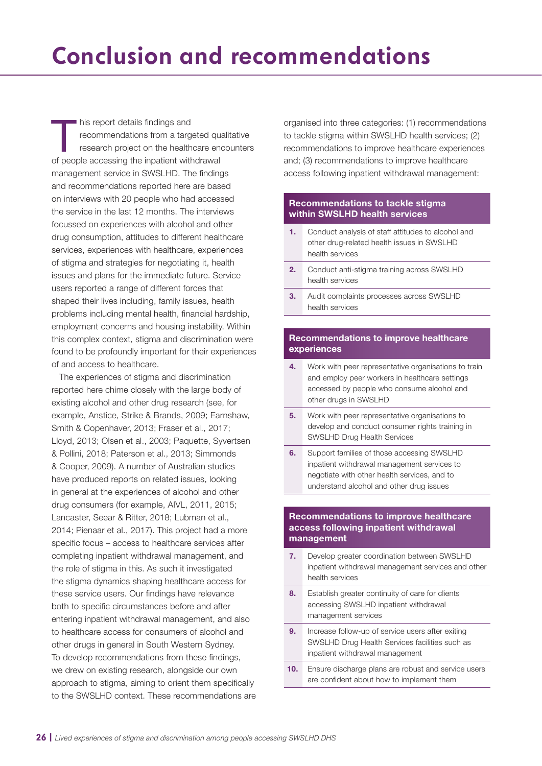# Conclusion and recommendations

This report details findings and recommendations from a targeted qualitative research project on the healthcare encounters of people accessing the inpatient withdrawal management service in SWSLHD. The findings and recommendations reported here are based on interviews with 20 people who had accessed the service in the last 12 months. The interviews focussed on experiences with alcohol and other drug consumption, attitudes to different healthcare services, experiences with healthcare, experiences of stigma and strategies for negotiating it, health issues and plans for the immediate future. Service users reported a range of different forces that shaped their lives including, family issues, health problems including mental health, financial hardship, employment concerns and housing instability. Within this complex context, stigma and discrimination were found to be profoundly important for their experiences of and access to healthcare.

The experiences of stigma and discrimination reported here chime closely with the large body of existing alcohol and other drug research (see, for example, Anstice, Strike & Brands, 2009; Earnshaw, Smith & Copenhaver, 2013; Fraser et al., 2017; Lloyd, 2013; Olsen et al., 2003; Paquette, Syvertsen & Pollini, 2018; Paterson et al., 2013; Simmonds & Cooper, 2009). A number of Australian studies have produced reports on related issues, looking in general at the experiences of alcohol and other drug consumers (for example, AIVL, 2011, 2015; Lancaster, Seear & Ritter, 2018; Lubman et al., 2014; Pienaar et al., 2017). This project had a more specific focus – access to healthcare services after completing inpatient withdrawal management, and the role of stigma in this. As such it investigated the stigma dynamics shaping healthcare access for these service users. Our findings have relevance both to specific circumstances before and after entering inpatient withdrawal management, and also to healthcare access for consumers of alcohol and other drugs in general in South Western Sydney. To develop recommendations from these findings, we drew on existing research, alongside our own approach to stigma, aiming to orient them specifically to the SWSLHD context. These recommendations are organised into three categories: (1) recommendations to tackle stigma within SWSLHD health services; (2) recommendations to improve healthcare experiences and; (3) recommendations to improve healthcare access following inpatient withdrawal management:

| Recommendations to tackle stigma within SWSLHD health services | |
|---|---|
| **1.** | Conduct analysis of staff attitudes to alcohol and other drug-related health issues in SWSLHD health services |
| **2.** | Conduct anti-stigma training across SWSLHD health services |
| **3.** | Audit complaints processes across SWSLHD health services |

| Recommendations to improve healthcare experiences | |
|---|---|
| **4.** | Work with peer representative organisations to train and employ peer workers in healthcare settings accessed by people who consume alcohol and other drugs in SWSLHD |
| **5.** | Work with peer representative organisations to develop and conduct consumer rights training in SWSLHD Drug Health Services |
| **6.** | Support families of those accessing SWSLHD inpatient withdrawal management services to negotiate with other health services, and to understand alcohol and other drug issues |

| Recommendations to improve healthcare access following inpatient withdrawal management | |
|---|---|
| **7.** | Develop greater coordination between SWSLHD inpatient withdrawal management services and other health services |
| **8.** | Establish greater continuity of care for clients accessing SWSLHD inpatient withdrawal management services |
| **9.** | Increase follow-up of service users after exiting SWSLHD Drug Health Services facilities such as inpatient withdrawal management |
| **10.** | Ensure discharge plans are robust and service users are confident about how to implement them |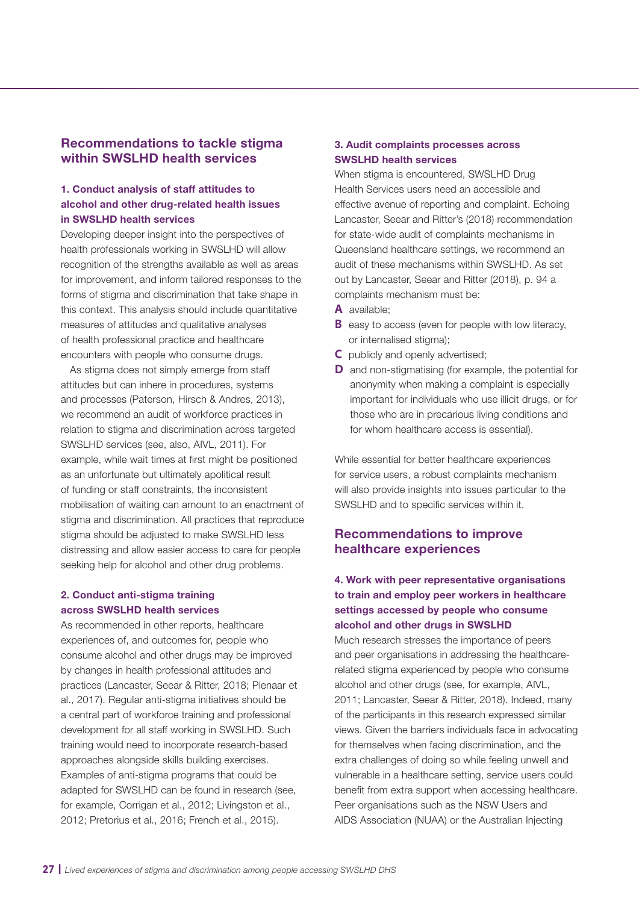## Recommendations to tackle stigma within SWSLHD health services

### 1. Conduct analysis of staff attitudes to alcohol and other drug-related health issues in SWSLHD health services

Developing deeper insight into the perspectives of health professionals working in SWSLHD will allow recognition of the strengths available as well as areas for improvement, and inform tailored responses to the forms of stigma and discrimination that take shape in this context. This analysis should include quantitative measures of attitudes and qualitative analyses of health professional practice and healthcare encounters with people who consume drugs.

As stigma does not simply emerge from staff attitudes but can inhere in procedures, systems and processes (Paterson, Hirsch & Andres, 2013), we recommend an audit of workforce practices in relation to stigma and discrimination across targeted SWSLHD services (see, also, AIVL, 2011). For example, while wait times at first might be positioned as an unfortunate but ultimately apolitical result of funding or staff constraints, the inconsistent mobilisation of waiting can amount to an enactment of stigma and discrimination. All practices that reproduce stigma should be adjusted to make SWSLHD less distressing and allow easier access to care for people seeking help for alcohol and other drug problems.

### 2. Conduct anti-stigma training across SWSLHD health services

As recommended in other reports, healthcare experiences of, and outcomes for, people who consume alcohol and other drugs may be improved by changes in health professional attitudes and practices (Lancaster, Seear & Ritter, 2018; Pienaar et al., 2017). Regular anti-stigma initiatives should be a central part of workforce training and professional development for all staff working in SWSLHD. Such training would need to incorporate research-based approaches alongside skills building exercises. Examples of anti-stigma programs that could be adapted for SWSLHD can be found in research (see, for example, Corrigan et al., 2012; Livingston et al., 2012; Pretorius et al., 2016; French et al., 2015).

### 3. Audit complaints processes across SWSLHD health services

When stigma is encountered, SWSLHD Drug Health Services users need an accessible and effective avenue of reporting and complaint. Echoing Lancaster, Seear and Ritter's (2018) recommendation for state-wide audit of complaints mechanisms in Queensland healthcare settings, we recommend an audit of these mechanisms within SWSLHD. As set out by Lancaster, Seear and Ritter (2018), p. 94 a complaints mechanism must be:

- **A** available;
- **B** easy to access (even for people with low literacy, or internalised stigma);
- **C** publicly and openly advertised;
- **D** and non-stigmatising (for example, the potential for anonymity when making a complaint is especially important for individuals who use illicit drugs, or for those who are in precarious living conditions and for whom healthcare access is essential).

While essential for better healthcare experiences for service users, a robust complaints mechanism will also provide insights into issues particular to the SWSLHD and to specific services within it.

## Recommendations to improve healthcare experiences

### 4. Work with peer representative organisations to train and employ peer workers in healthcare settings accessed by people who consume alcohol and other drugs in SWSLHD

Much research stresses the importance of peers and peer organisations in addressing the healthcare-related stigma experienced by people who consume alcohol and other drugs (see, for example, AIVL, 2011; Lancaster, Seear & Ritter, 2018). Indeed, many of the participants in this research expressed similar views. Given the barriers individuals face in advocating for themselves when facing discrimination, and the extra challenges of doing so while feeling unwell and vulnerable in a healthcare setting, service users could benefit from extra support when accessing healthcare. Peer organisations such as the NSW Users and AIDS Association (NUAA) or the Australian Injecting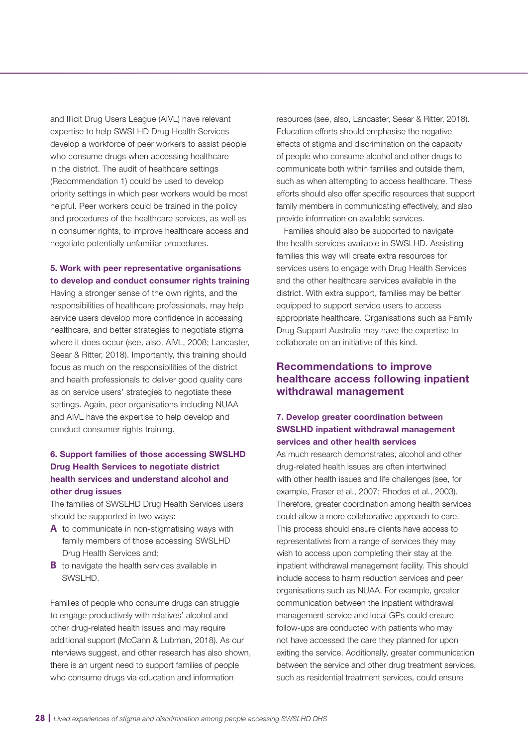and Illicit Drug Users League (AIVL) have relevant expertise to help SWSLHD Drug Health Services develop a workforce of peer workers to assist people who consume drugs when accessing healthcare in the district. The audit of healthcare settings (Recommendation 1) could be used to develop priority settings in which peer workers would be most helpful. Peer workers could be trained in the policy and procedures of the healthcare services, as well as in consumer rights, to improve healthcare access and negotiate potentially unfamiliar procedures.

#### 5. Work with peer representative organisations to develop and conduct consumer rights training

Having a stronger sense of the own rights, and the responsibilities of healthcare professionals, may help service users develop more confidence in accessing healthcare, and better strategies to negotiate stigma where it does occur (see, also, AIVL, 2008; Lancaster, Seear & Ritter, 2018). Importantly, this training should focus as much on the responsibilities of the district and health professionals to deliver good quality care as on service users' strategies to negotiate these settings. Again, peer organisations including NUAA and AIVL have the expertise to help develop and conduct consumer rights training.

#### 6. Support families of those accessing SWSLHD Drug Health Services to negotiate district health services and understand alcohol and other drug issues

The families of SWSLHD Drug Health Services users should be supported in two ways:

- **A** to communicate in non-stigmatising ways with family members of those accessing SWSLHD Drug Health Services and;
- **B** to navigate the health services available in SWSLHD.

Families of people who consume drugs can struggle to engage productively with relatives' alcohol and other drug-related health issues and may require additional support (McCann & Lubman, 2018). As our interviews suggest, and other research has also shown, there is an urgent need to support families of people who consume drugs via education and information resources (see, also, Lancaster, Seear & Ritter, 2018). Education efforts should emphasise the negative effects of stigma and discrimination on the capacity of people who consume alcohol and other drugs to communicate both within families and outside them, such as when attempting to access healthcare. These efforts should also offer specific resources that support family members in communicating effectively, and also provide information on available services.

Families should also be supported to navigate the health services available in SWSLHD. Assisting families this way will create extra resources for services users to engage with Drug Health Services and the other healthcare services available in the district. With extra support, families may be better equipped to support service users to access appropriate healthcare. Organisations such as Family Drug Support Australia may have the expertise to collaborate on an initiative of this kind.

### Recommendations to improve healthcare access following inpatient withdrawal management

#### 7. Develop greater coordination between SWSLHD inpatient withdrawal management services and other health services

As much research demonstrates, alcohol and other drug-related health issues are often intertwined with other health issues and life challenges (see, for example, Fraser et al., 2007; Rhodes et al., 2003). Therefore, greater coordination among health services could allow a more collaborative approach to care. This process should ensure clients have access to representatives from a range of services they may wish to access upon completing their stay at the inpatient withdrawal management facility. This should include access to harm reduction services and peer organisations such as NUAA. For example, greater communication between the inpatient withdrawal management service and local GPs could ensure follow-ups are conducted with patients who may not have accessed the care they planned for upon exiting the service. Additionally, greater communication between the service and other drug treatment services, such as residential treatment services, could ensure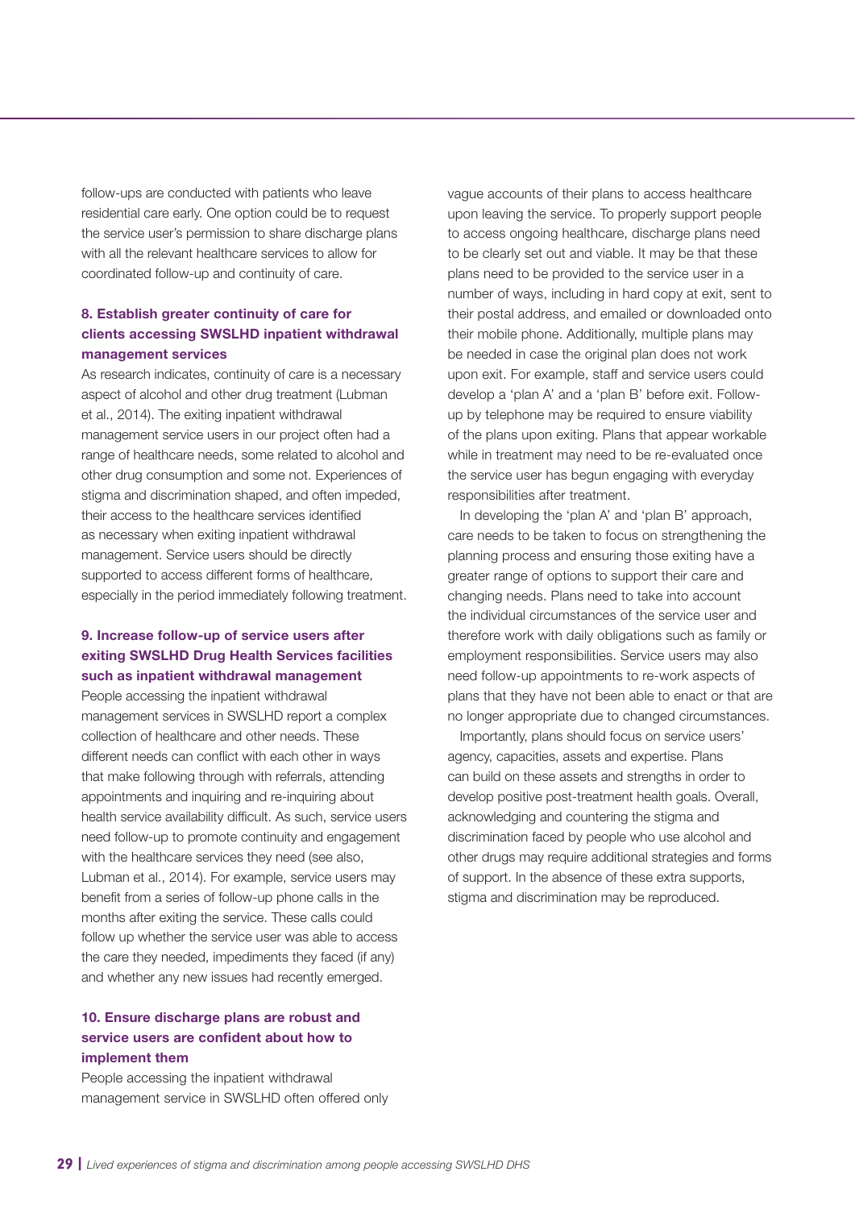follow-ups are conducted with patients who leave residential care early. One option could be to request the service user's permission to share discharge plans with all the relevant healthcare services to allow for coordinated follow-up and continuity of care.

### 8. Establish greater continuity of care for clients accessing SWSLHD inpatient withdrawal management services

As research indicates, continuity of care is a necessary aspect of alcohol and other drug treatment (Lubman et al., 2014). The exiting inpatient withdrawal management service users in our project often had a range of healthcare needs, some related to alcohol and other drug consumption and some not. Experiences of stigma and discrimination shaped, and often impeded, their access to the healthcare services identified as necessary when exiting inpatient withdrawal management. Service users should be directly supported to access different forms of healthcare, especially in the period immediately following treatment.

### 9. Increase follow-up of service users after exiting SWSLHD Drug Health Services facilities such as inpatient withdrawal management

People accessing the inpatient withdrawal management services in SWSLHD report a complex collection of healthcare and other needs. These different needs can conflict with each other in ways that make following through with referrals, attending appointments and inquiring and re-inquiring about health service availability difficult. As such, service users need follow-up to promote continuity and engagement with the healthcare services they need (see also, Lubman et al., 2014). For example, service users may benefit from a series of follow-up phone calls in the months after exiting the service. These calls could follow up whether the service user was able to access the care they needed, impediments they faced (if any) and whether any new issues had recently emerged.

### 10. Ensure discharge plans are robust and service users are confident about how to implement them

People accessing the inpatient withdrawal management service in SWSLHD often offered only vague accounts of their plans to access healthcare upon leaving the service. To properly support people to access ongoing healthcare, discharge plans need to be clearly set out and viable. It may be that these plans need to be provided to the service user in a number of ways, including in hard copy at exit, sent to their postal address, and emailed or downloaded onto their mobile phone. Additionally, multiple plans may be needed in case the original plan does not work upon exit. For example, staff and service users could develop a 'plan A' and a 'plan B' before exit. Follow-up by telephone may be required to ensure viability of the plans upon exiting. Plans that appear workable while in treatment may need to be re-evaluated once the service user has begun engaging with everyday responsibilities after treatment.

In developing the 'plan A' and 'plan B' approach, care needs to be taken to focus on strengthening the planning process and ensuring those exiting have a greater range of options to support their care and changing needs. Plans need to take into account the individual circumstances of the service user and therefore work with daily obligations such as family or employment responsibilities. Service users may also need follow-up appointments to re-work aspects of plans that they have not been able to enact or that are no longer appropriate due to changed circumstances.

Importantly, plans should focus on service users' agency, capacities, assets and expertise. Plans can build on these assets and strengths in order to develop positive post-treatment health goals. Overall, acknowledging and countering the stigma and discrimination faced by people who use alcohol and other drugs may require additional strategies and forms of support. In the absence of these extra supports, stigma and discrimination may be reproduced.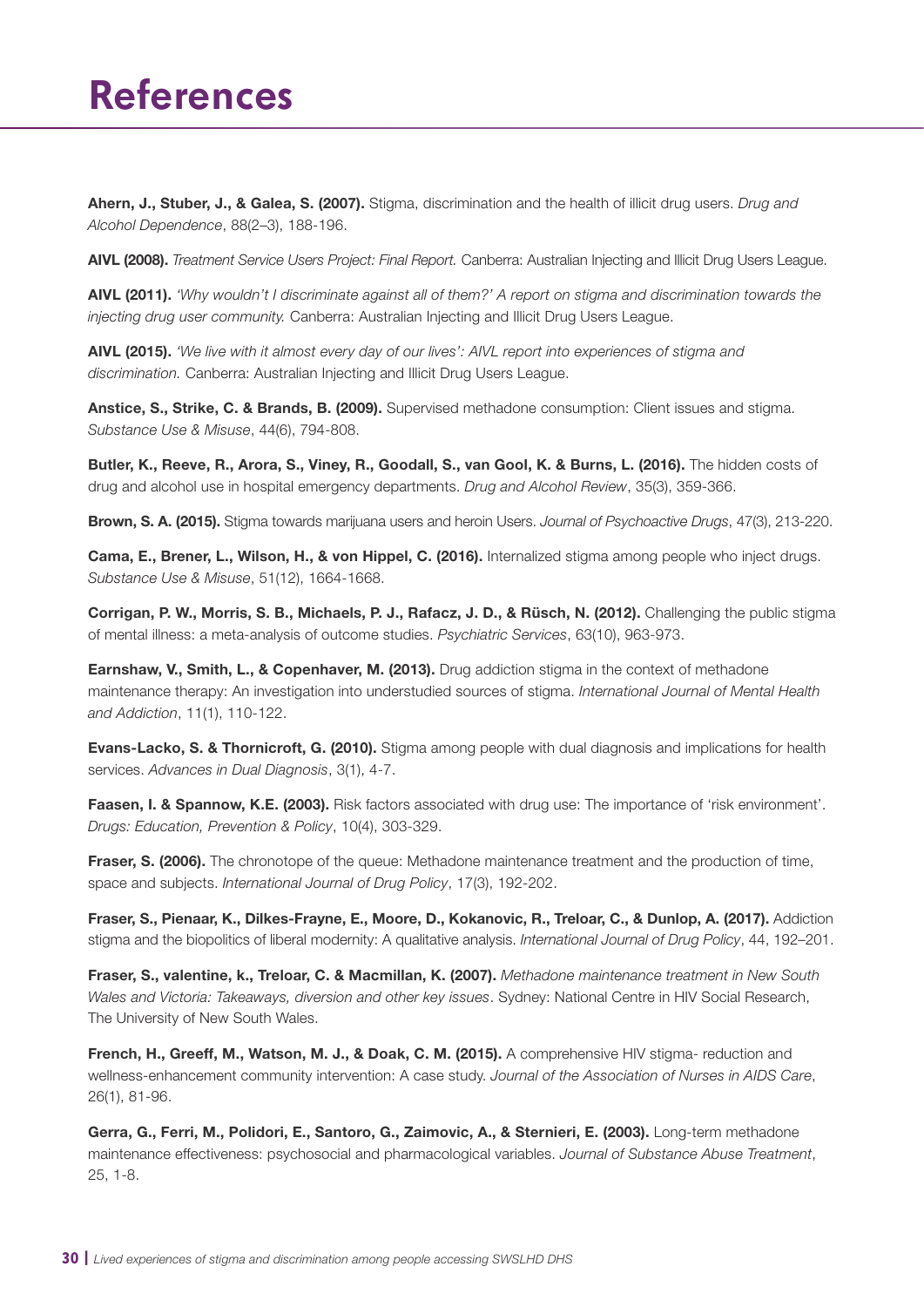# References

**Ahern, J., Stuber, J., & Galea, S. (2007).** Stigma, discrimination and the health of illicit drug users. *Drug and Alcohol Dependence*, 88(2–3), 188-196.

**AIVL (2008).** *Treatment Service Users Project: Final Report.* Canberra: Australian Injecting and Illicit Drug Users League.

**AIVL (2011).** *'Why wouldn't I discriminate against all of them?' A report on stigma and discrimination towards the injecting drug user community.* Canberra: Australian Injecting and Illicit Drug Users League.

**AIVL (2015).** *'We live with it almost every day of our lives': AIVL report into experiences of stigma and discrimination.* Canberra: Australian Injecting and Illicit Drug Users League.

**Anstice, S., Strike, C. & Brands, B. (2009).** Supervised methadone consumption: Client issues and stigma. *Substance Use & Misuse*, 44(6), 794-808.

**Butler, K., Reeve, R., Arora, S., Viney, R., Goodall, S., van Gool, K. & Burns, L. (2016).** The hidden costs of drug and alcohol use in hospital emergency departments. *Drug and Alcohol Review*, 35(3), 359-366.

**Brown, S. A. (2015).** Stigma towards marijuana users and heroin Users. *Journal of Psychoactive Drugs*, 47(3), 213-220.

**Cama, E., Brener, L., Wilson, H., & von Hippel, C. (2016).** Internalized stigma among people who inject drugs. *Substance Use & Misuse*, 51(12), 1664-1668.

**Corrigan, P. W., Morris, S. B., Michaels, P. J., Rafacz, J. D., & Rüsch, N. (2012).** Challenging the public stigma of mental illness: a meta-analysis of outcome studies. *Psychiatric Services*, 63(10), 963-973.

**Earnshaw, V., Smith, L., & Copenhaver, M. (2013).** Drug addiction stigma in the context of methadone maintenance therapy: An investigation into understudied sources of stigma. *International Journal of Mental Health and Addiction*, 11(1), 110-122.

**Evans-Lacko, S. & Thornicroft, G. (2010).** Stigma among people with dual diagnosis and implications for health services. *Advances in Dual Diagnosis*, 3(1), 4-7.

**Faasen, I. & Spannow, K.E. (2003).** Risk factors associated with drug use: The importance of 'risk environment'. *Drugs: Education, Prevention & Policy*, 10(4), 303-329.

**Fraser, S. (2006).** The chronotope of the queue: Methadone maintenance treatment and the production of time, space and subjects. *International Journal of Drug Policy*, 17(3), 192-202.

**Fraser, S., Pienaar, K., Dilkes-Frayne, E., Moore, D., Kokanovic, R., Treloar, C., & Dunlop, A. (2017).** Addiction stigma and the biopolitics of liberal modernity: A qualitative analysis. *International Journal of Drug Policy*, 44, 192–201.

**Fraser, S., valentine, k., Treloar, C. & Macmillan, K. (2007).** *Methadone maintenance treatment in New South Wales and Victoria: Takeaways, diversion and other key issues*. Sydney: National Centre in HIV Social Research, The University of New South Wales.

**French, H., Greeff, M., Watson, M. J., & Doak, C. M. (2015).** A comprehensive HIV stigma- reduction and wellness-enhancement community intervention: A case study. *Journal of the Association of Nurses in AIDS Care*, 26(1), 81-96.

**Gerra, G., Ferri, M., Polidori, E., Santoro, G., Zaimovic, A., & Sternieri, E. (2003).** Long-term methadone maintenance effectiveness: psychosocial and pharmacological variables. *Journal of Substance Abuse Treatment*, 25, 1-8.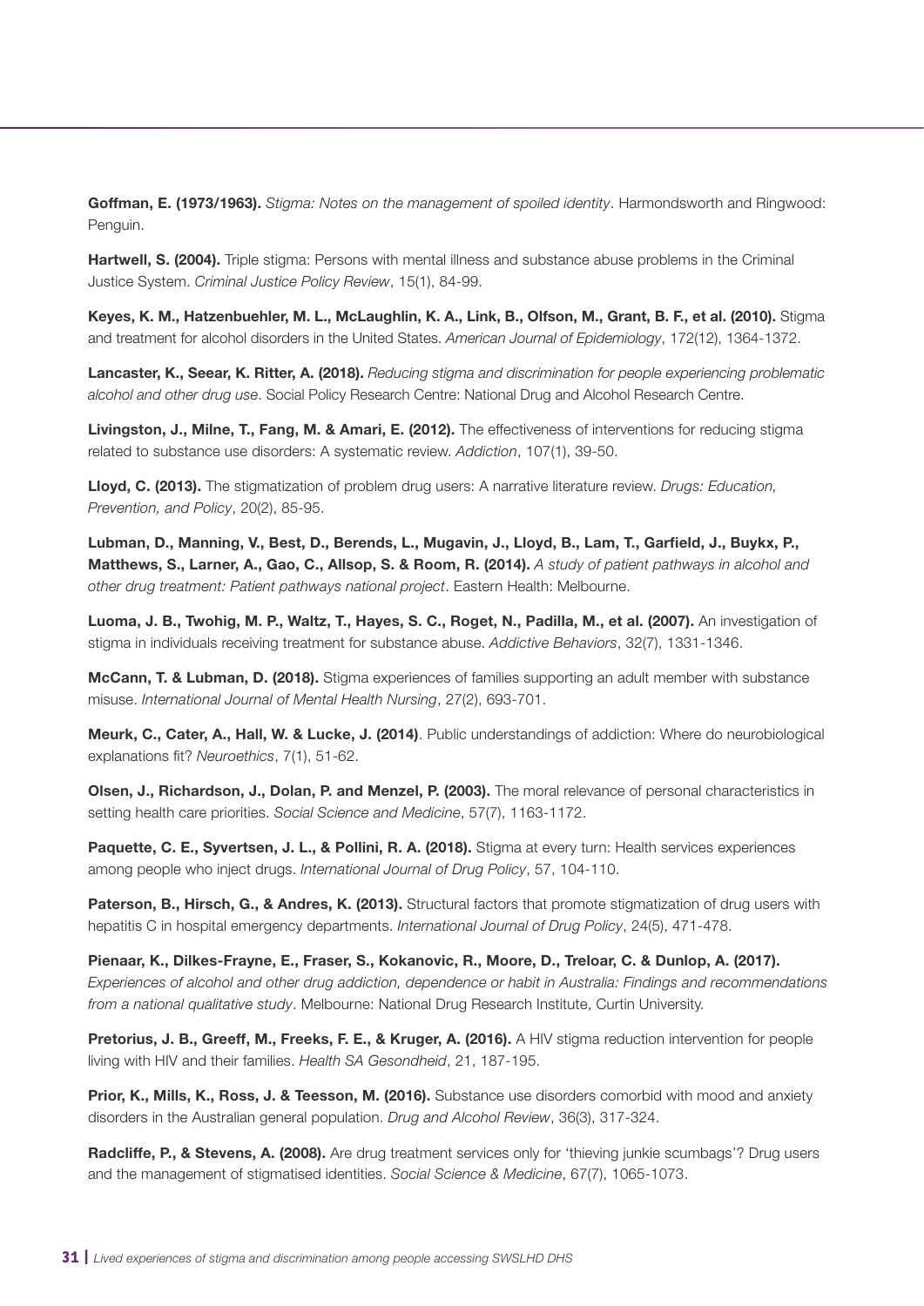**Goffman, E. (1973/1963).** *Stigma: Notes on the management of spoiled identity*. Harmondsworth and Ringwood: Penguin.

**Hartwell, S. (2004).** Triple stigma: Persons with mental illness and substance abuse problems in the Criminal Justice System. *Criminal Justice Policy Review*, 15(1), 84-99.

**Keyes, K. M., Hatzenbuehler, M. L., McLaughlin, K. A., Link, B., Olfson, M., Grant, B. F., et al. (2010).** Stigma and treatment for alcohol disorders in the United States. *American Journal of Epidemiology*, 172(12), 1364-1372.

**Lancaster, K., Seear, K. Ritter, A. (2018).** *Reducing stigma and discrimination for people experiencing problematic alcohol and other drug use*. Social Policy Research Centre: National Drug and Alcohol Research Centre.

**Livingston, J., Milne, T., Fang, M. & Amari, E. (2012).** The effectiveness of interventions for reducing stigma related to substance use disorders: A systematic review. *Addiction*, 107(1), 39-50.

**Lloyd, C. (2013).** The stigmatization of problem drug users: A narrative literature review. *Drugs: Education, Prevention, and Policy*, 20(2), 85-95.

**Lubman, D., Manning, V., Best, D., Berends, L., Mugavin, J., Lloyd, B., Lam, T., Garfield, J., Buykx, P., Matthews, S., Larner, A., Gao, C., Allsop, S. & Room, R. (2014).** *A study of patient pathways in alcohol and other drug treatment: Patient pathways national project*. Eastern Health: Melbourne.

**Luoma, J. B., Twohig, M. P., Waltz, T., Hayes, S. C., Roget, N., Padilla, M., et al. (2007).** An investigation of stigma in individuals receiving treatment for substance abuse. *Addictive Behaviors*, 32(7), 1331-1346.

**McCann, T. & Lubman, D. (2018).** Stigma experiences of families supporting an adult member with substance misuse. *International Journal of Mental Health Nursing*, 27(2), 693-701.

**Meurk, C., Cater, A., Hall, W. & Lucke, J. (2014)**. Public understandings of addiction: Where do neurobiological explanations fit? *Neuroethics*, 7(1), 51-62.

**Olsen, J., Richardson, J., Dolan, P. and Menzel, P. (2003).** The moral relevance of personal characteristics in setting health care priorities. *Social Science and Medicine*, 57(7), 1163-1172.

**Paquette, C. E., Syvertsen, J. L., & Pollini, R. A. (2018).** Stigma at every turn: Health services experiences among people who inject drugs. *International Journal of Drug Policy*, 57, 104-110.

**Paterson, B., Hirsch, G., & Andres, K. (2013).** Structural factors that promote stigmatization of drug users with hepatitis C in hospital emergency departments. *International Journal of Drug Policy*, 24(5), 471-478.

**Pienaar, K., Dilkes-Frayne, E., Fraser, S., Kokanovic, R., Moore, D., Treloar, C. & Dunlop, A. (2017).** *Experiences of alcohol and other drug addiction, dependence or habit in Australia: Findings and recommendations from a national qualitative study*. Melbourne: National Drug Research Institute, Curtin University.

**Pretorius, J. B., Greeff, M., Freeks, F. E., & Kruger, A. (2016).** A HIV stigma reduction intervention for people living with HIV and their families. *Health SA Gesondheid*, 21, 187-195.

**Prior, K., Mills, K., Ross, J. & Teesson, M. (2016).** Substance use disorders comorbid with mood and anxiety disorders in the Australian general population. *Drug and Alcohol Review*, 36(3), 317-324.

**Radcliffe, P., & Stevens, A. (2008).** Are drug treatment services only for 'thieving junkie scumbags'? Drug users and the management of stigmatised identities. *Social Science & Medicine*, 67(7), 1065-1073.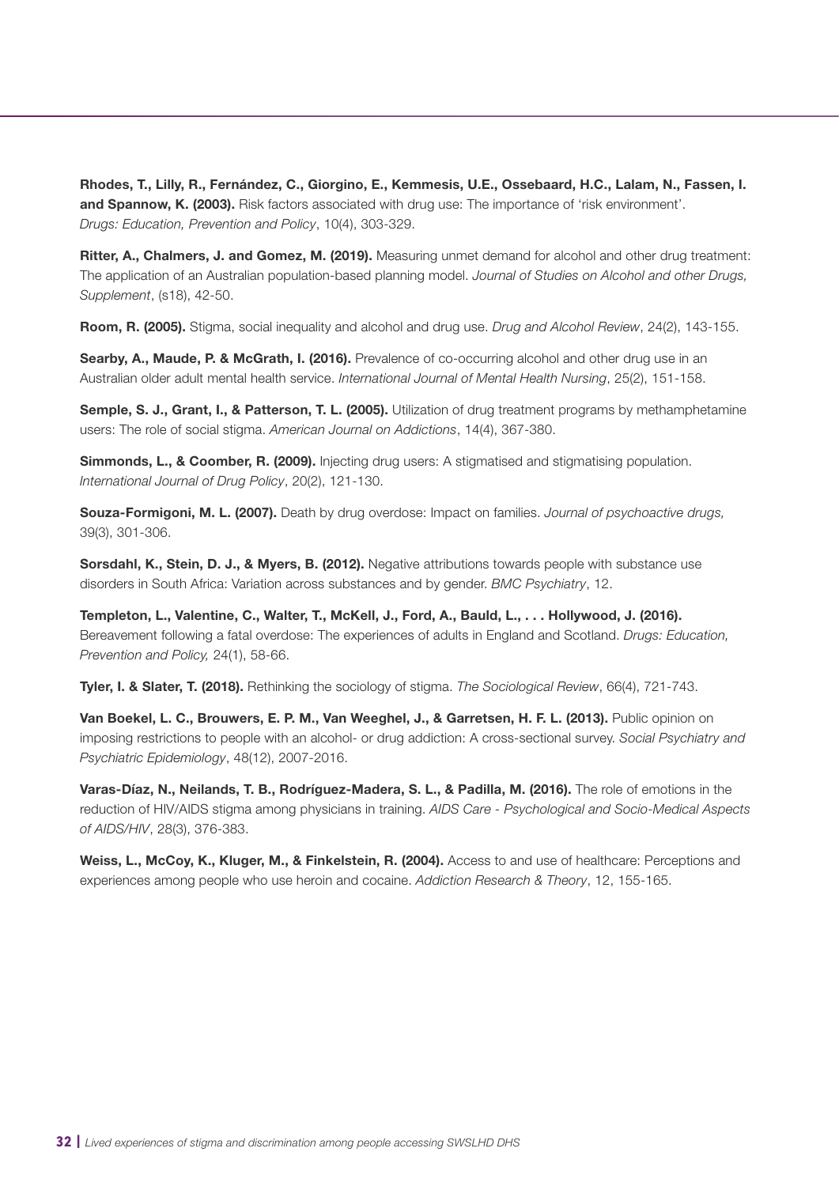**Rhodes, T., Lilly, R., Fernández, C., Giorgino, E., Kemmesis, U.E., Ossebaard, H.C., Lalam, N., Fassen, I. and Spannow, K. (2003).** Risk factors associated with drug use: The importance of 'risk environment'. *Drugs: Education, Prevention and Policy*, 10(4), 303-329.

**Ritter, A., Chalmers, J. and Gomez, M. (2019).** Measuring unmet demand for alcohol and other drug treatment: The application of an Australian population-based planning model. *Journal of Studies on Alcohol and other Drugs, Supplement*, (s18), 42-50.

**Room, R. (2005).** Stigma, social inequality and alcohol and drug use. *Drug and Alcohol Review*, 24(2), 143-155.

**Searby, A., Maude, P. & McGrath, I. (2016).** Prevalence of co-occurring alcohol and other drug use in an Australian older adult mental health service. *International Journal of Mental Health Nursing*, 25(2), 151-158.

**Semple, S. J., Grant, I., & Patterson, T. L. (2005).** Utilization of drug treatment programs by methamphetamine users: The role of social stigma. *American Journal on Addictions*, 14(4), 367-380.

**Simmonds, L., & Coomber, R. (2009).** Injecting drug users: A stigmatised and stigmatising population. *International Journal of Drug Policy*, 20(2), 121-130.

**Souza-Formigoni, M. L. (2007).** Death by drug overdose: Impact on families. *Journal of psychoactive drugs,* 39(3), 301-306.

**Sorsdahl, K., Stein, D. J., & Myers, B. (2012).** Negative attributions towards people with substance use disorders in South Africa: Variation across substances and by gender. *BMC Psychiatry*, 12.

**Templeton, L., Valentine, C., Walter, T., McKell, J., Ford, A., Bauld, L., . . . Hollywood, J. (2016).** Bereavement following a fatal overdose: The experiences of adults in England and Scotland. *Drugs: Education, Prevention and Policy,* 24(1), 58-66.

**Tyler, I. & Slater, T. (2018).** Rethinking the sociology of stigma. *The Sociological Review*, 66(4), 721-743.

**Van Boekel, L. C., Brouwers, E. P. M., Van Weeghel, J., & Garretsen, H. F. L. (2013).** Public opinion on imposing restrictions to people with an alcohol- or drug addiction: A cross-sectional survey. *Social Psychiatry and Psychiatric Epidemiology*, 48(12), 2007-2016.

**Varas-Díaz, N., Neilands, T. B., Rodríguez-Madera, S. L., & Padilla, M. (2016).** The role of emotions in the reduction of HIV/AIDS stigma among physicians in training. *AIDS Care - Psychological and Socio-Medical Aspects of AIDS/HIV*, 28(3), 376-383.

**Weiss, L., McCoy, K., Kluger, M., & Finkelstein, R. (2004).** Access to and use of healthcare: Perceptions and experiences among people who use heroin and cocaine. *Addiction Research & Theory*, 12, 155-165.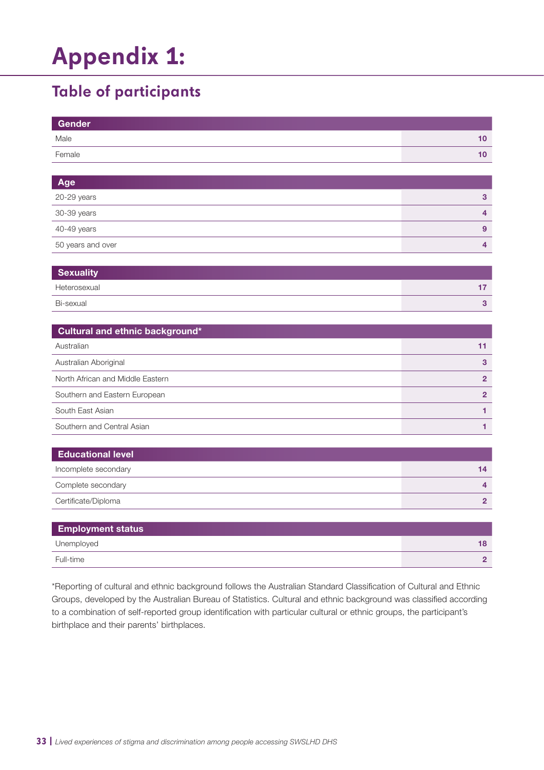# Appendix 1:

## Table of participants

| Gender | |
|---|---|
| Male | 10 |
| Female | 10 |

| Age | |
|---|---|
| 20-29 years | 3 |
| 30-39 years | 4 |
| 40-49 years | 9 |
| 50 years and over | 4 |

| Sexuality | |
|---|---|
| Heterosexual | 17 |
| Bi-sexual | 3 |

| Cultural and ethnic background* | |
|---|---|
| Australian | 11 |
| Australian Aboriginal | 3 |
| North African and Middle Eastern | 2 |
| Southern and Eastern European | 2 |
| South East Asian | 1 |
| Southern and Central Asian | 1 |

| Educational level | |
|---|---|
| Incomplete secondary | 14 |
| Complete secondary | 4 |
| Certificate/Diploma | 2 |

| Employment status | |
|---|---|
| Unemployed | 18 |
| Full-time | 2 |

*Reporting of cultural and ethnic background follows the Australian Standard Classification of Cultural and Ethnic Groups, developed by the Australian Bureau of Statistics. Cultural and ethnic background was classified according to a combination of self-reported group identification with particular cultural or ethnic groups, the participant's birthplace and their parents' birthplaces.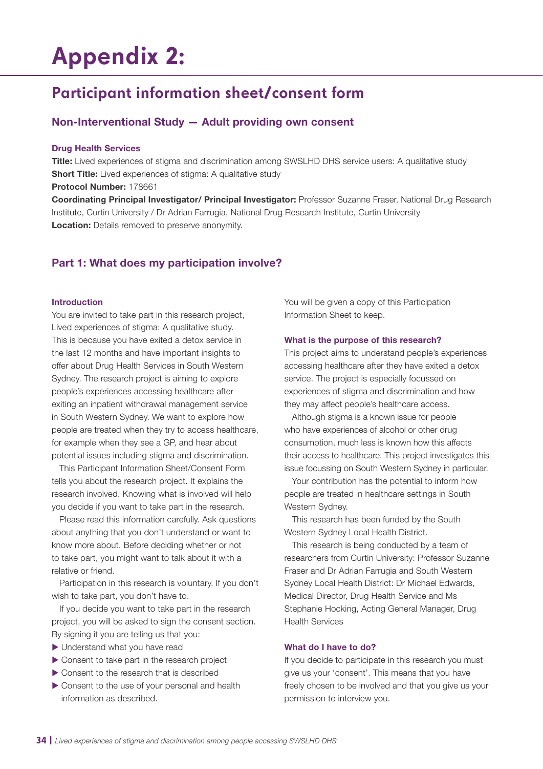# Appendix 2:

## Participant information sheet/consent form

### Non-Interventional Study — Adult providing own consent

**Drug Health Services**

**Title:** Lived experiences of stigma and discrimination among SWSLHD DHS service users: A qualitative study
**Short Title:** Lived experiences of stigma: A qualitative study
**Protocol Number:** 178661
**Coordinating Principal Investigator/ Principal Investigator:** Professor Suzanne Fraser, National Drug Research Institute, Curtin University / Dr Adrian Farrugia, National Drug Research Institute, Curtin University
**Location:** Details removed to preserve anonymity.

### Part 1: What does my participation involve?

#### Introduction

You are invited to take part in this research project, Lived experiences of stigma: A qualitative study. This is because you have exited a detox service in the last 12 months and have important insights to offer about Drug Health Services in South Western Sydney. The research project is aiming to explore people's experiences accessing healthcare after exiting an inpatient withdrawal management service in South Western Sydney. We want to explore how people are treated when they try to access healthcare, for example when they see a GP, and hear about potential issues including stigma and discrimination.

This Participant Information Sheet/Consent Form tells you about the research project. It explains the research involved. Knowing what is involved will help you decide if you want to take part in the research.

Please read this information carefully. Ask questions about anything that you don't understand or want to know more about. Before deciding whether or not to take part, you might want to talk about it with a relative or friend.

Participation in this research is voluntary. If you don't wish to take part, you don't have to.

If you decide you want to take part in the research project, you will be asked to sign the consent section. By signing it you are telling us that you:

- Understand what you have read
- Consent to take part in the research project
- Consent to the research that is described
- Consent to the use of your personal and health information as described.

You will be given a copy of this Participation Information Sheet to keep.

#### What is the purpose of this research?

This project aims to understand people's experiences accessing healthcare after they have exited a detox service. The project is especially focussed on experiences of stigma and discrimination and how they may affect people's healthcare access.

Although stigma is a known issue for people who have experiences of alcohol or other drug consumption, much less is known how this affects their access to healthcare. This project investigates this issue focussing on South Western Sydney in particular.

Your contribution has the potential to inform how people are treated in healthcare settings in South Western Sydney.

This research has been funded by the South Western Sydney Local Health District.

This research is being conducted by a team of researchers from Curtin University: Professor Suzanne Fraser and Dr Adrian Farrugia and South Western Sydney Local Health District: Dr Michael Edwards, Medical Director, Drug Health Service and Ms Stephanie Hocking, Acting General Manager, Drug Health Services

#### What do I have to do?

If you decide to participate in this research you must give us your 'consent'. This means that you have freely chosen to be involved and that you give us your permission to interview you.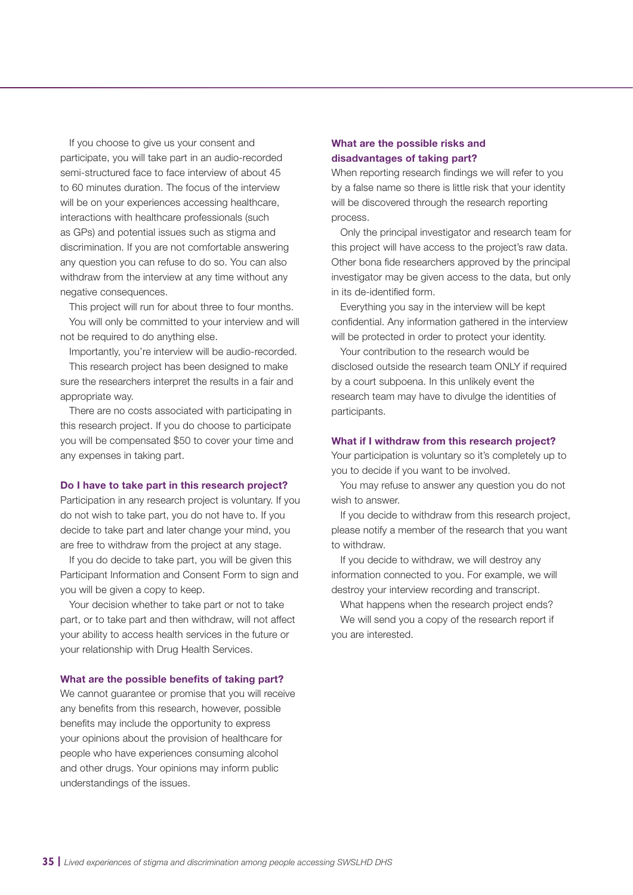If you choose to give us your consent and participate, you will take part in an audio-recorded semi-structured face to face interview of about 45 to 60 minutes duration. The focus of the interview will be on your experiences accessing healthcare, interactions with healthcare professionals (such as GPs) and potential issues such as stigma and discrimination. If you are not comfortable answering any question you can refuse to do so. You can also withdraw from the interview at any time without any negative consequences.

This project will run for about three to four months. You will only be committed to your interview and will not be required to do anything else.

Importantly, you're interview will be audio-recorded.

This research project has been designed to make sure the researchers interpret the results in a fair and appropriate way.

There are no costs associated with participating in this research project. If you do choose to participate you will be compensated $50 to cover your time and any expenses in taking part.

### Do I have to take part in this research project?

Participation in any research project is voluntary. If you do not wish to take part, you do not have to. If you decide to take part and later change your mind, you are free to withdraw from the project at any stage.

If you do decide to take part, you will be given this Participant Information and Consent Form to sign and you will be given a copy to keep.

Your decision whether to take part or not to take part, or to take part and then withdraw, will not affect your ability to access health services in the future or your relationship with Drug Health Services.

### What are the possible benefits of taking part?

We cannot guarantee or promise that you will receive any benefits from this research, however, possible benefits may include the opportunity to express your opinions about the provision of healthcare for people who have experiences consuming alcohol and other drugs. Your opinions may inform public understandings of the issues.

### What are the possible risks and disadvantages of taking part?

When reporting research findings we will refer to you by a false name so there is little risk that your identity will be discovered through the research reporting process.

Only the principal investigator and research team for this project will have access to the project's raw data. Other bona fide researchers approved by the principal investigator may be given access to the data, but only in its de-identified form.

Everything you say in the interview will be kept confidential. Any information gathered in the interview will be protected in order to protect your identity.

Your contribution to the research would be disclosed outside the research team ONLY if required by a court subpoena. In this unlikely event the research team may have to divulge the identities of participants.

### What if I withdraw from this research project?

Your participation is voluntary so it's completely up to you to decide if you want to be involved.

You may refuse to answer any question you do not wish to answer.

If you decide to withdraw from this research project, please notify a member of the research that you want to withdraw.

If you decide to withdraw, we will destroy any information connected to you. For example, we will destroy your interview recording and transcript.

What happens when the research project ends?

We will send you a copy of the research report if you are interested.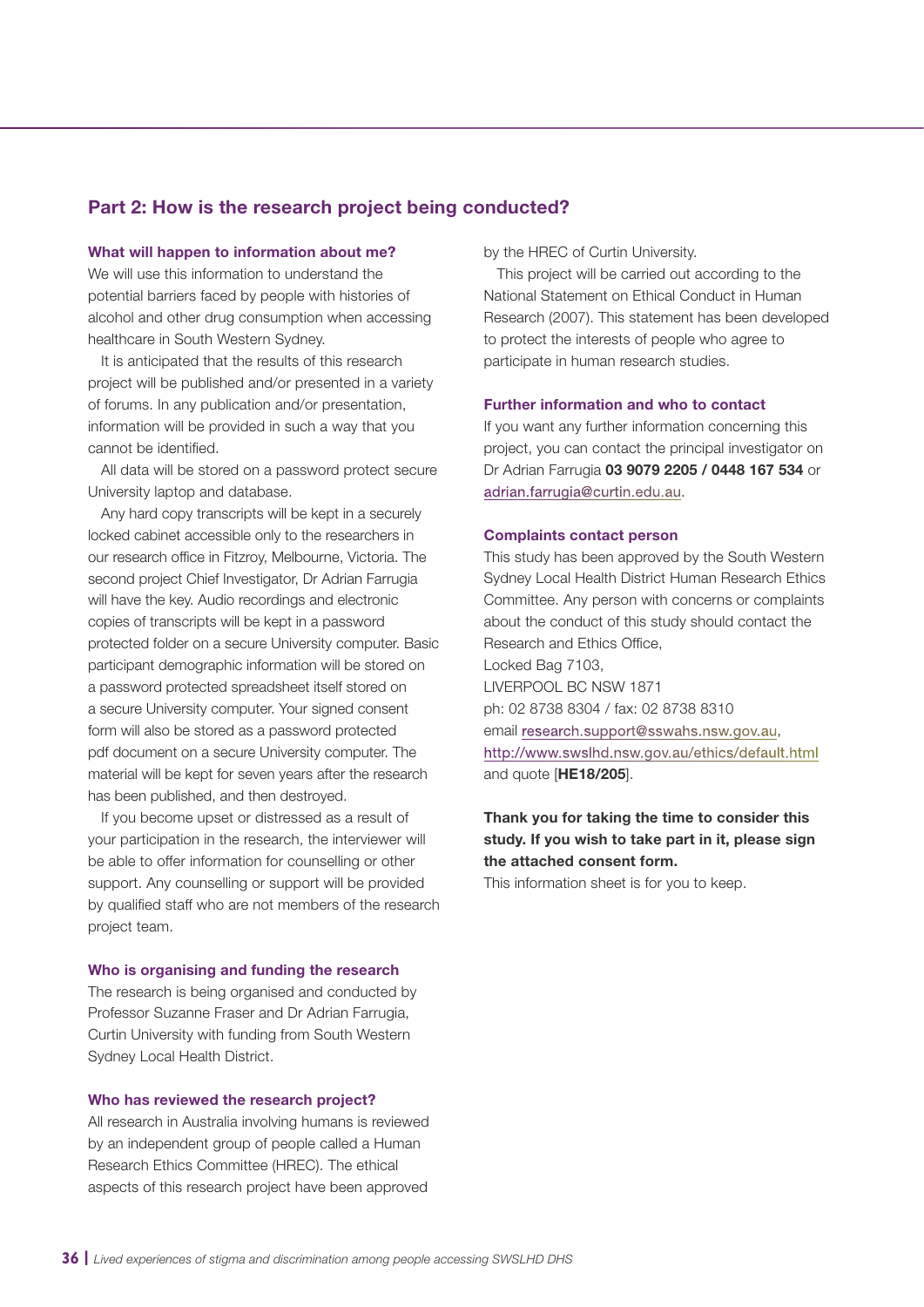## Part 2: How is the research project being conducted?

### What will happen to information about me?

We will use this information to understand the potential barriers faced by people with histories of alcohol and other drug consumption when accessing healthcare in South Western Sydney.

It is anticipated that the results of this research project will be published and/or presented in a variety of forums. In any publication and/or presentation, information will be provided in such a way that you cannot be identified.

All data will be stored on a password protect secure University laptop and database.

Any hard copy transcripts will be kept in a securely locked cabinet accessible only to the researchers in our research office in Fitzroy, Melbourne, Victoria. The second project Chief Investigator, Dr Adrian Farrugia will have the key. Audio recordings and electronic copies of transcripts will be kept in a password protected folder on a secure University computer. Basic participant demographic information will be stored on a password protected spreadsheet itself stored on a secure University computer. Your signed consent form will also be stored as a password protected pdf document on a secure University computer. The material will be kept for seven years after the research has been published, and then destroyed.

If you become upset or distressed as a result of your participation in the research, the interviewer will be able to offer information for counselling or other support. Any counselling or support will be provided by qualified staff who are not members of the research project team.

### Who is organising and funding the research

The research is being organised and conducted by Professor Suzanne Fraser and Dr Adrian Farrugia, Curtin University with funding from South Western Sydney Local Health District.

### Who has reviewed the research project?

All research in Australia involving humans is reviewed by an independent group of people called a Human Research Ethics Committee (HREC). The ethical aspects of this research project have been approved by the HREC of Curtin University.

This project will be carried out according to the National Statement on Ethical Conduct in Human Research (2007). This statement has been developed to protect the interests of people who agree to participate in human research studies.

### Further information and who to contact

If you want any further information concerning this project, you can contact the principal investigator on Dr Adrian Farrugia **03 9079 2205 / 0448 167 534** or adrian.farrugia@curtin.edu.au.

### Complaints contact person

This study has been approved by the South Western Sydney Local Health District Human Research Ethics Committee. Any person with concerns or complaints about the conduct of this study should contact the Research and Ethics Office,
Locked Bag 7103,
LIVERPOOL BC NSW 1871
ph: 02 8738 8304 / fax: 02 8738 8310
email research.support@sswahs.nsw.gov.au,
http://www.swslhd.nsw.gov.au/ethics/default.html
and quote [**HE18/205**].

**Thank you for taking the time to consider this study. If you wish to take part in it, please sign the attached consent form.**

This information sheet is for you to keep.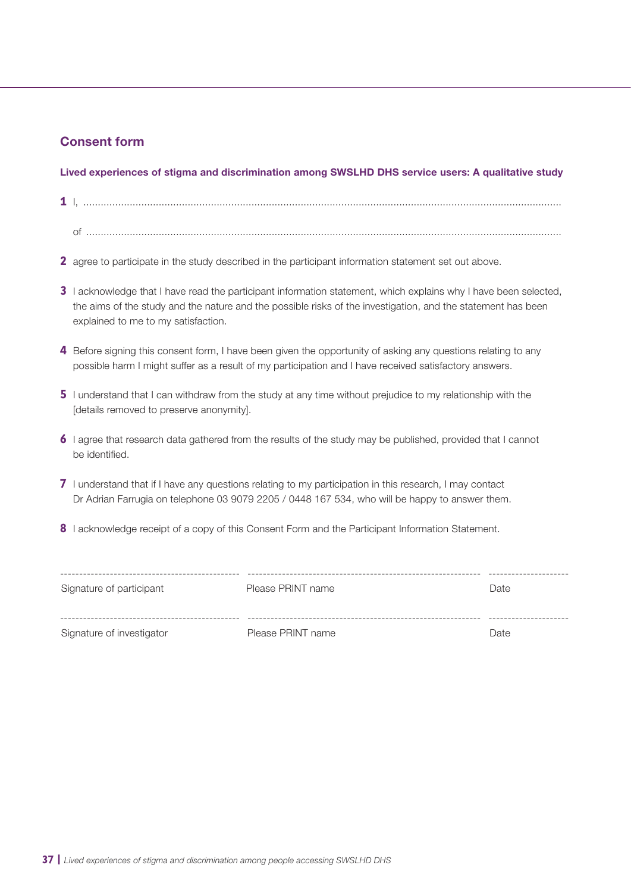## Consent form

**Lived experiences of stigma and discrimination among SWSLHD DHS service users: A qualitative study**

**1** I, ......................................................................................................................................................

of ......................................................................................................................................................

**2** agree to participate in the study described in the participant information statement set out above.

**3** I acknowledge that I have read the participant information statement, which explains why I have been selected, the aims of the study and the nature and the possible risks of the investigation, and the statement has been explained to me to my satisfaction.

**4** Before signing this consent form, I have been given the opportunity of asking any questions relating to any possible harm I might suffer as a result of my participation and I have received satisfactory answers.

**5** I understand that I can withdraw from the study at any time without prejudice to my relationship with the [details removed to preserve anonymity].

**6** I agree that research data gathered from the results of the study may be published, provided that I cannot be identified.

**7** I understand that if I have any questions relating to my participation in this research, I may contact Dr Adrian Farrugia on telephone 03 9079 2205 / 0448 167 534, who will be happy to answer them.

**8** I acknowledge receipt of a copy of this Consent Form and the Participant Information Statement.

| ---------------------------------------------- | ------------------------------------------------------------ | -------------------- |
|---|---|---|
| Signature of participant | Please PRINT name | Date |
| ---------------------------------------------- | ------------------------------------------------------------ | -------------------- |
| Signature of investigator | Please PRINT name | Date |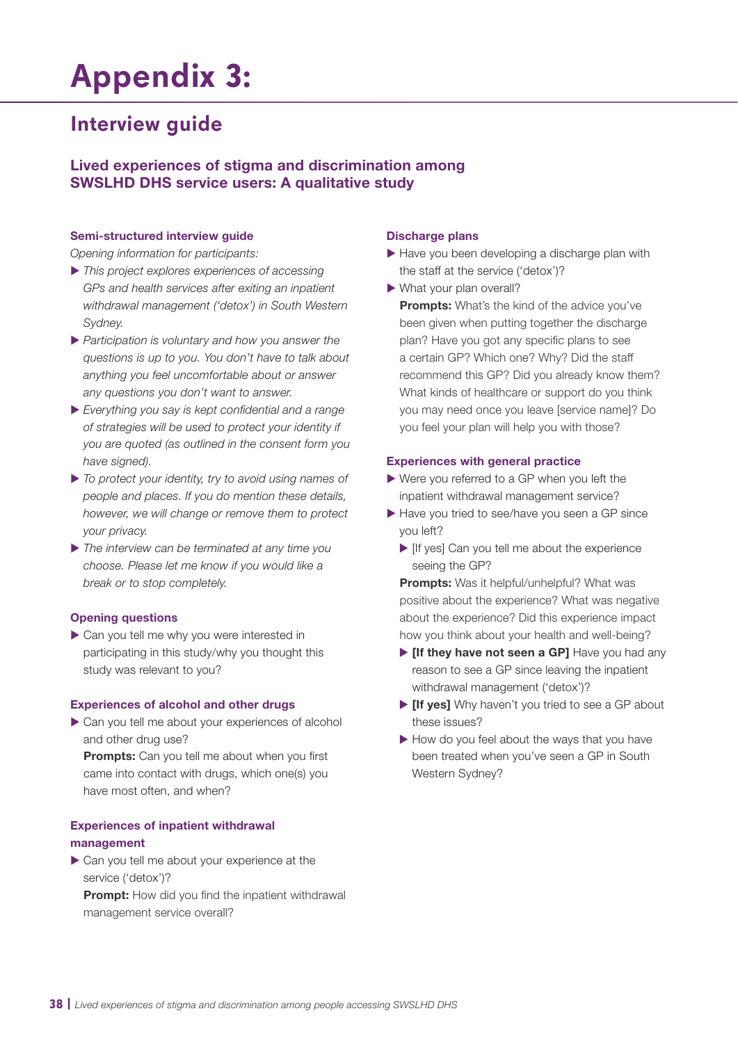# Appendix 3:

## Interview guide

### Lived experiences of stigma and discrimination among SWSLHD DHS service users: A qualitative study

#### Semi-structured interview guide

*Opening information for participants:*

- *This project explores experiences of accessing GPs and health services after exiting an inpatient withdrawal management ('detox') in South Western Sydney.*
- *Participation is voluntary and how you answer the questions is up to you. You don't have to talk about anything you feel uncomfortable about or answer any questions you don't want to answer.*
- *Everything you say is kept confidential and a range of strategies will be used to protect your identity if you are quoted (as outlined in the consent form you have signed).*
- *To protect your identity, try to avoid using names of people and places. If you do mention these details, however, we will change or remove them to protect your privacy.*
- *The interview can be terminated at any time you choose. Please let me know if you would like a break or to stop completely.*

#### Opening questions

- Can you tell me why you were interested in participating in this study/why you thought this study was relevant to you?

#### Experiences of alcohol and other drugs

- Can you tell me about your experiences of alcohol and other drug use?
  **Prompts:** Can you tell me about when you first came into contact with drugs, which one(s) you have most often, and when?

#### Experiences of inpatient withdrawal management

- Can you tell me about your experience at the service ('detox')?
  **Prompt:** How did you find the inpatient withdrawal management service overall?

#### Discharge plans

- Have you been developing a discharge plan with the staff at the service ('detox')?
- What your plan overall?
  **Prompts:** What's the kind of the advice you've been given when putting together the discharge plan? Have you got any specific plans to see a certain GP? Which one? Why? Did the staff recommend this GP? Did you already know them? What kinds of healthcare or support do you think you may need once you leave [service name]? Do you feel your plan will help you with those?

#### Experiences with general practice

- Were you referred to a GP when you left the inpatient withdrawal management service?
- Have you tried to see/have you seen a GP since you left?
  - [If yes] Can you tell me about the experience seeing the GP?

  **Prompts:** Was it helpful/unhelpful? What was positive about the experience? What was negative about the experience? Did this experience impact how you think about your health and well-being?
  - **[If they have not seen a GP]** Have you had any reason to see a GP since leaving the inpatient withdrawal management ('detox')?
  - **[If yes]** Why haven't you tried to see a GP about these issues?
  - How do you feel about the ways that you have been treated when you've seen a GP in South Western Sydney?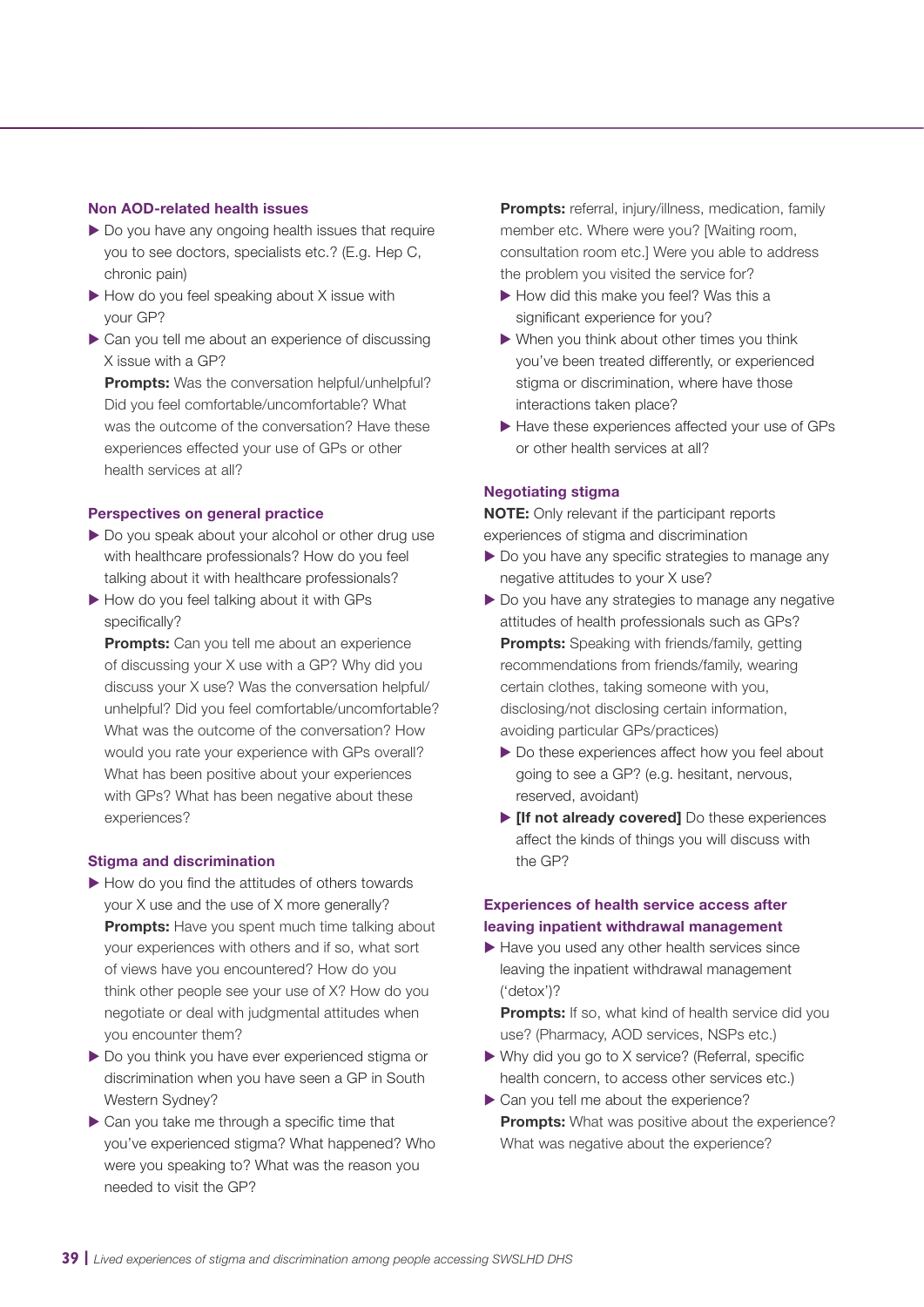### Non AOD-related health issues

- Do you have any ongoing health issues that require you to see doctors, specialists etc.? (E.g. Hep C, chronic pain)
- How do you feel speaking about X issue with your GP?
- Can you tell me about an experience of discussing X issue with a GP?
  **Prompts:** Was the conversation helpful/unhelpful? Did you feel comfortable/uncomfortable? What was the outcome of the conversation? Have these experiences effected your use of GPs or other health services at all?

### Perspectives on general practice

- Do you speak about your alcohol or other drug use with healthcare professionals? How do you feel talking about it with healthcare professionals?
- How do you feel talking about it with GPs specifically?
  **Prompts:** Can you tell me about an experience of discussing your X use with a GP? Why did you discuss your X use? Was the conversation helpful/unhelpful? Did you feel comfortable/uncomfortable? What was the outcome of the conversation? How would you rate your experience with GPs overall? What has been positive about your experiences with GPs? What has been negative about these experiences?

### Stigma and discrimination

- How do you find the attitudes of others towards your X use and the use of X more generally?
  **Prompts:** Have you spent much time talking about your experiences with others and if so, what sort of views have you encountered? How do you think other people see your use of X? How do you negotiate or deal with judgmental attitudes when you encounter them?
- Do you think you have ever experienced stigma or discrimination when you have seen a GP in South Western Sydney?
- Can you take me through a specific time that you've experienced stigma? What happened? Who were you speaking to? What was the reason you needed to visit the GP?
  **Prompts:** referral, injury/illness, medication, family member etc. Where were you? [Waiting room, consultation room etc.] Were you able to address the problem you visited the service for?
  - How did this make you feel? Was this a significant experience for you?
  - When you think about other times you think you've been treated differently, or experienced stigma or discrimination, where have those interactions taken place?
  - Have these experiences affected your use of GPs or other health services at all?

### Negotiating stigma

**NOTE:** Only relevant if the participant reports experiences of stigma and discrimination

- Do you have any specific strategies to manage any negative attitudes to your X use?
- Do you have any strategies to manage any negative attitudes of health professionals such as GPs?
  **Prompts:** Speaking with friends/family, getting recommendations from friends/family, wearing certain clothes, taking someone with you, disclosing/not disclosing certain information, avoiding particular GPs/practices)
  - Do these experiences affect how you feel about going to see a GP? (e.g. hesitant, nervous, reserved, avoidant)
  - **[If not already covered]** Do these experiences affect the kinds of things you will discuss with the GP?

### Experiences of health service access after leaving inpatient withdrawal management

- Have you used any other health services since leaving the inpatient withdrawal management ('detox')?
  **Prompts:** If so, what kind of health service did you use? (Pharmacy, AOD services, NSPs etc.)
- Why did you go to X service? (Referral, specific health concern, to access other services etc.)
- Can you tell me about the experience?
  **Prompts:** What was positive about the experience? What was negative about the experience?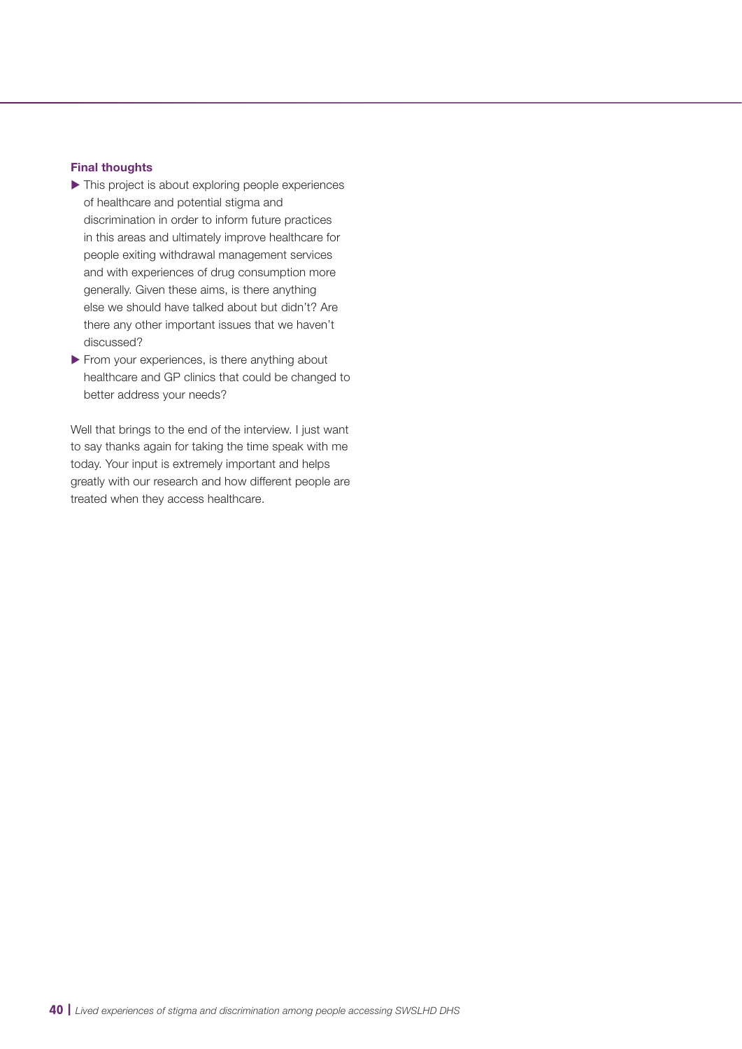**Final thoughts**

- This project is about exploring people experiences of healthcare and potential stigma and discrimination in order to inform future practices in this areas and ultimately improve healthcare for people exiting withdrawal management services and with experiences of drug consumption more generally. Given these aims, is there anything else we should have talked about but didn't? Are there any other important issues that we haven't discussed?
- From your experiences, is there anything about healthcare and GP clinics that could be changed to better address your needs?

Well that brings to the end of the interview. I just want to say thanks again for taking the time speak with me today. Your input is extremely important and helps greatly with our research and how different people are treated when they access healthcare.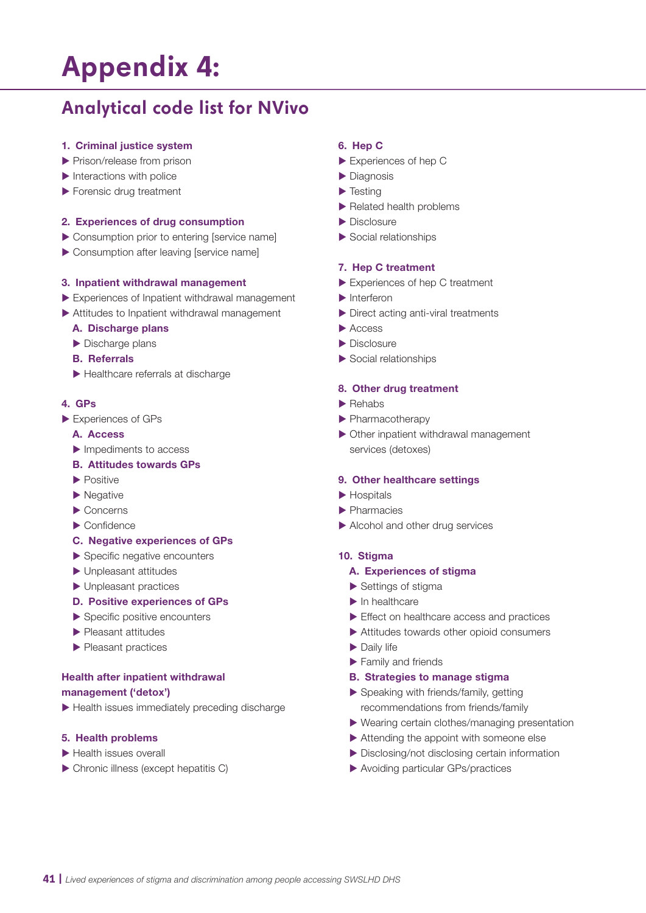# Appendix 4:

## Analytical code list for NVivo

**1. Criminal justice system**
- Prison/release from prison
- Interactions with police
- Forensic drug treatment

**2. Experiences of drug consumption**
- Consumption prior to entering [service name]
- Consumption after leaving [service name]

**3. Inpatient withdrawal management**
- Experiences of Inpatient withdrawal management
- Attitudes to Inpatient withdrawal management

  **A. Discharge plans**
  - Discharge plans

  **B. Referrals**
  - Healthcare referrals at discharge

**4. GPs**
- Experiences of GPs

  **A. Access**
  - Impediments to access

  **B. Attitudes towards GPs**
  - Positive
  - Negative
  - Concerns
  - Confidence

  **C. Negative experiences of GPs**
  - Specific negative encounters
  - Unpleasant attitudes
  - Unpleasant practices

  **D. Positive experiences of GPs**
  - Specific positive encounters
  - Pleasant attitudes
  - Pleasant practices

**Health after inpatient withdrawal management ('detox')**
- Health issues immediately preceding discharge

**5. Health problems**
- Health issues overall
- Chronic illness (except hepatitis C)

**6. Hep C**
- Experiences of hep C
- Diagnosis
- Testing
- Related health problems
- Disclosure
- Social relationships

**7. Hep C treatment**
- Experiences of hep C treatment
- Interferon
- Direct acting anti-viral treatments
- Access
- Disclosure
- Social relationships

**8. Other drug treatment**
- Rehabs
- Pharmacotherapy
- Other inpatient withdrawal management services (detoxes)

**9. Other healthcare settings**
- Hospitals
- Pharmacies
- Alcohol and other drug services

**10. Stigma**

  **A. Experiences of stigma**
  - Settings of stigma
  - In healthcare
  - Effect on healthcare access and practices
  - Attitudes towards other opioid consumers
  - Daily life
  - Family and friends

  **B. Strategies to manage stigma**
  - Speaking with friends/family, getting recommendations from friends/family
  - Wearing certain clothes/managing presentation
  - Attending the appoint with someone else
  - Disclosing/not disclosing certain information
  - Avoiding particular GPs/practices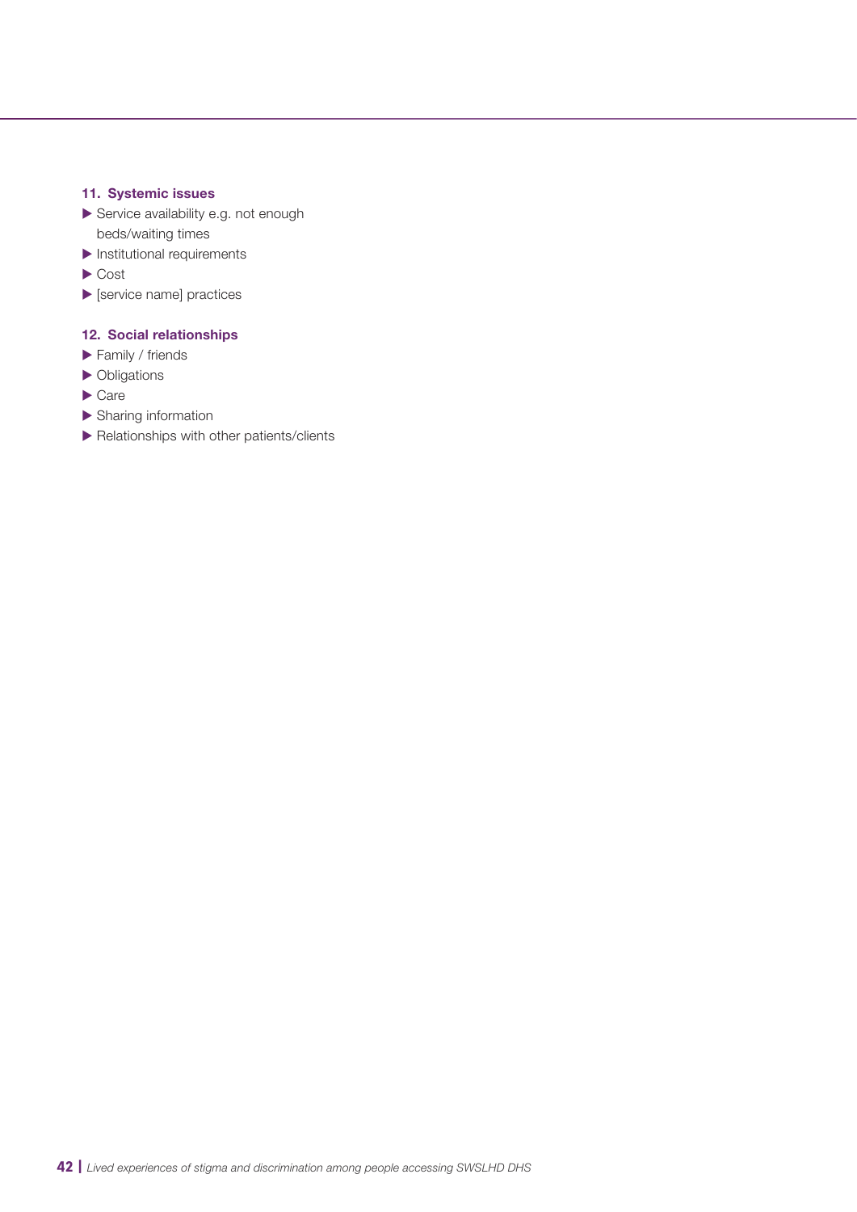**11. Systemic issues**

- Service availability e.g. not enough beds/waiting times
- Institutional requirements
- Cost
- [service name] practices

**12. Social relationships**

- Family / friends
- Obligations
- Care
- Sharing information
- Relationships with other patients/clients